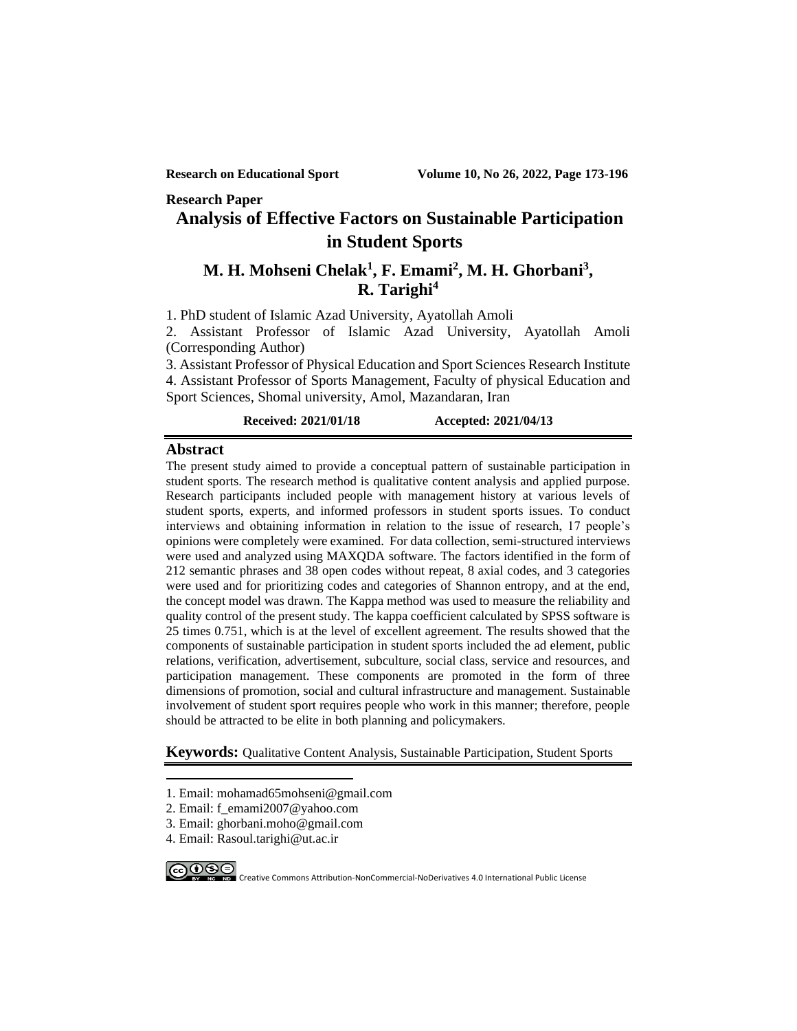**Research Paper**

# Analysis of Effective Factors on Sustainable Participation in Student Sports

## M. H. Mohseni Chelak[1], F. Emami[2], M. H. Ghorbani[3], R. Tarighi[4]

1. PhD student of Islamic Azad University, Ayatollah Amoli
2. Assistant Professor of Islamic Azad University, Ayatollah Amoli (Corresponding Author)
3. Assistant Professor of Physical Education and Sport Sciences Research Institute
4. Assistant Professor of Sports Management, Faculty of physical Education and Sport Sciences, Shomal university, Amol, Mazandaran, Iran

**Received: 2021/01/18** **Accepted: 2021/04/13**

## Abstract

The present study aimed to provide a conceptual pattern of sustainable participation in student sports. The research method is qualitative content analysis and applied purpose. Research participants included people with management history at various levels of student sports, experts, and informed professors in student sports issues. To conduct interviews and obtaining information in relation to the issue of research, 17 people's opinions were completely were examined. For data collection, semi-structured interviews were used and analyzed using MAXQDA software. The factors identified in the form of 212 semantic phrases and 38 open codes without repeat, 8 axial codes, and 3 categories were used and for prioritizing codes and categories of Shannon entropy, and at the end, the concept model was drawn. The Kappa method was used to measure the reliability and quality control of the present study. The kappa coefficient calculated by SPSS software is 25 times 0.751, which is at the level of excellent agreement. The results showed that the components of sustainable participation in student sports included the ad element, public relations, verification, advertisement, subculture, social class, service and resources, and participation management. These components are promoted in the form of three dimensions of promotion, social and cultural infrastructure and management. Sustainable involvement of student sport requires people who work in this manner; therefore, people should be attracted to be elite in both planning and policymakers.

**Keywords:** Qualitative Content Analysis, Sustainable Participation, Student Sports

---

1. Email: mohamad65mohseni@gmail.com
2. Email: f_emami2007@yahoo.com
3. Email: ghorbani.moho@gmail.com
4. Email: Rasoul.tarighi@ut.ac.ir

Creative Commons Attribution-NonCommercial-NoDerivatives 4.0 International Public License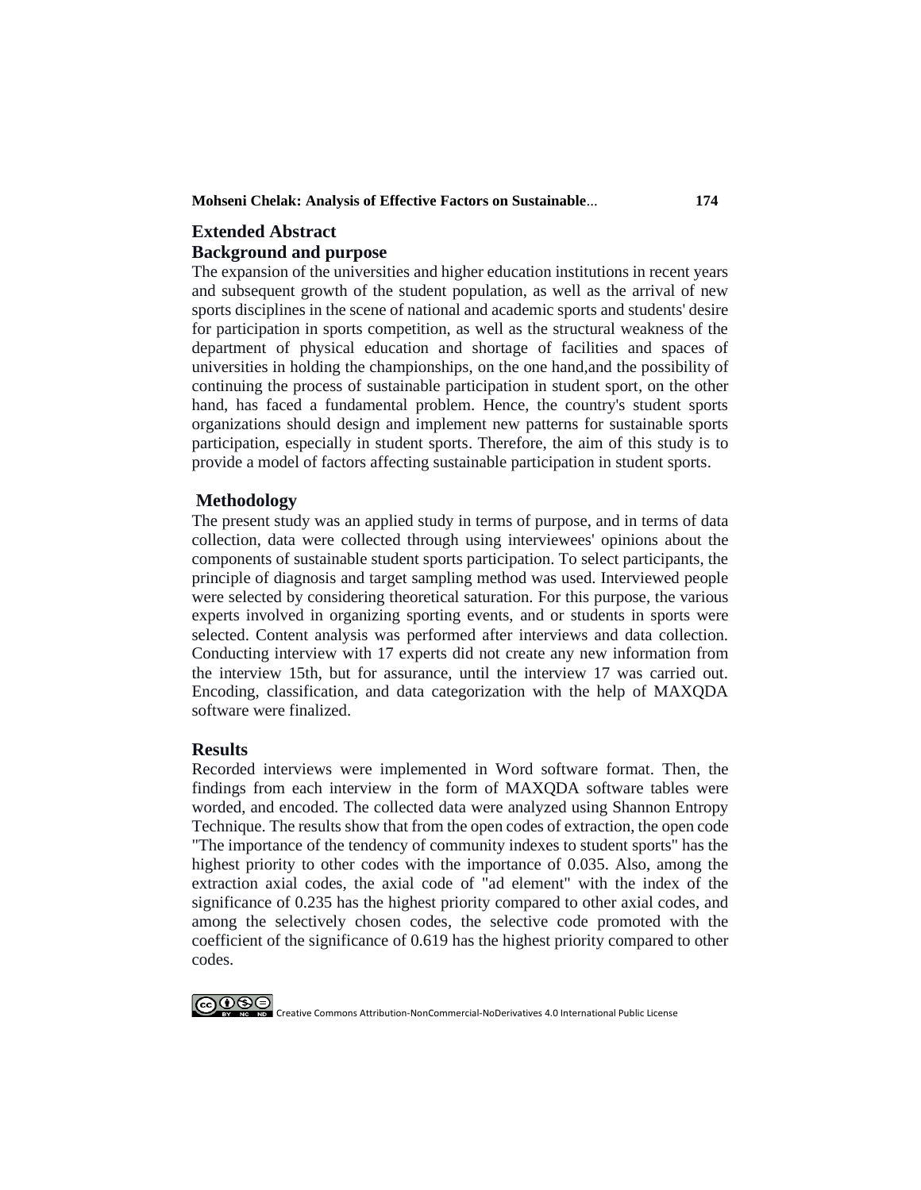## Extended Abstract

### Background and purpose

The expansion of the universities and higher education institutions in recent years and subsequent growth of the student population, as well as the arrival of new sports disciplines in the scene of national and academic sports and students' desire for participation in sports competition, as well as the structural weakness of the department of physical education and shortage of facilities and spaces of universities in holding the championships, on the one hand,and the possibility of continuing the process of sustainable participation in student sport, on the other hand, has faced a fundamental problem. Hence, the country's student sports organizations should design and implement new patterns for sustainable sports participation, especially in student sports. Therefore, the aim of this study is to provide a model of factors affecting sustainable participation in student sports.

### Methodology

The present study was an applied study in terms of purpose, and in terms of data collection, data were collected through using interviewees' opinions about the components of sustainable student sports participation. To select participants, the principle of diagnosis and target sampling method was used. Interviewed people were selected by considering theoretical saturation. For this purpose, the various experts involved in organizing sporting events, and or students in sports were selected. Content analysis was performed after interviews and data collection. Conducting interview with 17 experts did not create any new information from the interview 15th, but for assurance, until the interview 17 was carried out. Encoding, classification, and data categorization with the help of MAXQDA software were finalized.

### Results

Recorded interviews were implemented in Word software format. Then, the findings from each interview in the form of MAXQDA software tables were worded, and encoded. The collected data were analyzed using Shannon Entropy Technique. The results show that from the open codes of extraction, the open code "The importance of the tendency of community indexes to student sports" has the highest priority to other codes with the importance of 0.035. Also, among the extraction axial codes, the axial code of "ad element" with the index of the significance of 0.235 has the highest priority compared to other axial codes, and among the selectively chosen codes, the selective code promoted with the coefficient of the significance of 0.619 has the highest priority compared to other codes.

Creative Commons Attribution-NonCommercial-NoDerivatives 4.0 International Public License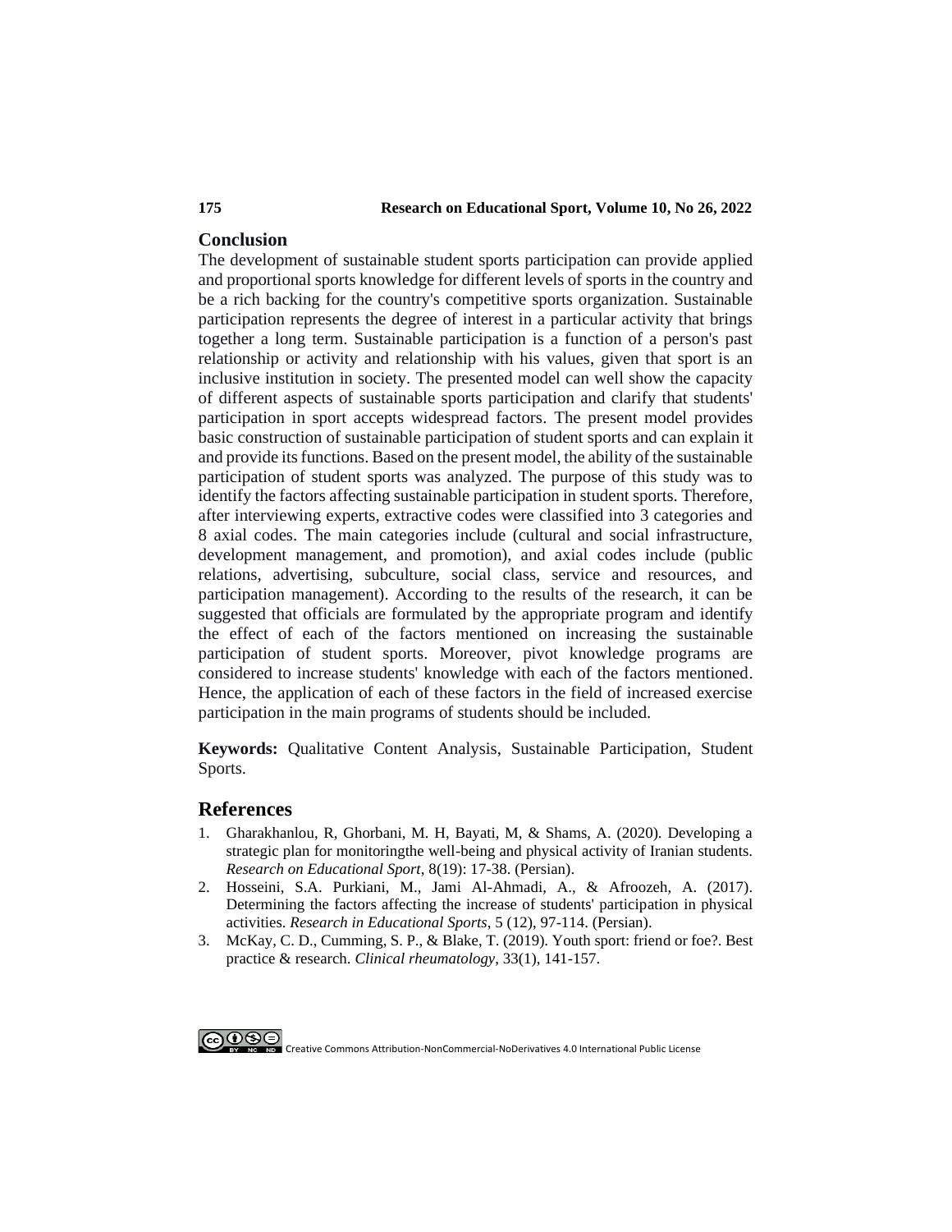## Conclusion

The development of sustainable student sports participation can provide applied and proportional sports knowledge for different levels of sports in the country and be a rich backing for the country's competitive sports organization. Sustainable participation represents the degree of interest in a particular activity that brings together a long term. Sustainable participation is a function of a person's past relationship or activity and relationship with his values, given that sport is an inclusive institution in society. The presented model can well show the capacity of different aspects of sustainable sports participation and clarify that students' participation in sport accepts widespread factors. The present model provides basic construction of sustainable participation of student sports and can explain it and provide its functions. Based on the present model, the ability of the sustainable participation of student sports was analyzed. The purpose of this study was to identify the factors affecting sustainable participation in student sports. Therefore, after interviewing experts, extractive codes were classified into 3 categories and 8 axial codes. The main categories include (cultural and social infrastructure, development management, and promotion), and axial codes include (public relations, advertising, subculture, social class, service and resources, and participation management). According to the results of the research, it can be suggested that officials are formulated by the appropriate program and identify the effect of each of the factors mentioned on increasing the sustainable participation of student sports. Moreover, pivot knowledge programs are considered to increase students' knowledge with each of the factors mentioned. Hence, the application of each of these factors in the field of increased exercise participation in the main programs of students should be included.

**Keywords:** Qualitative Content Analysis, Sustainable Participation, Student Sports.

## References

1. Gharakhanlou, R, Ghorbani, M. H, Bayati, M, & Shams, A. (2020). Developing a strategic plan for monitoringthe well-being and physical activity of Iranian students. *Research on Educational Sport*, 8(19): 17-38. (Persian).
2. Hosseini, S.A. Purkiani, M., Jami Al-Ahmadi, A., & Afroozeh, A. (2017). Determining the factors affecting the increase of students' participation in physical activities. *Research in Educational Sports*, 5 (12), 97-114. (Persian).
3. McKay, C. D., Cumming, S. P., & Blake, T. (2019). Youth sport: friend or foe?. Best practice & research. *Clinical rheumatology*, 33(1), 141-157.

Creative Commons Attribution-NonCommercial-NoDerivatives 4.0 International Public License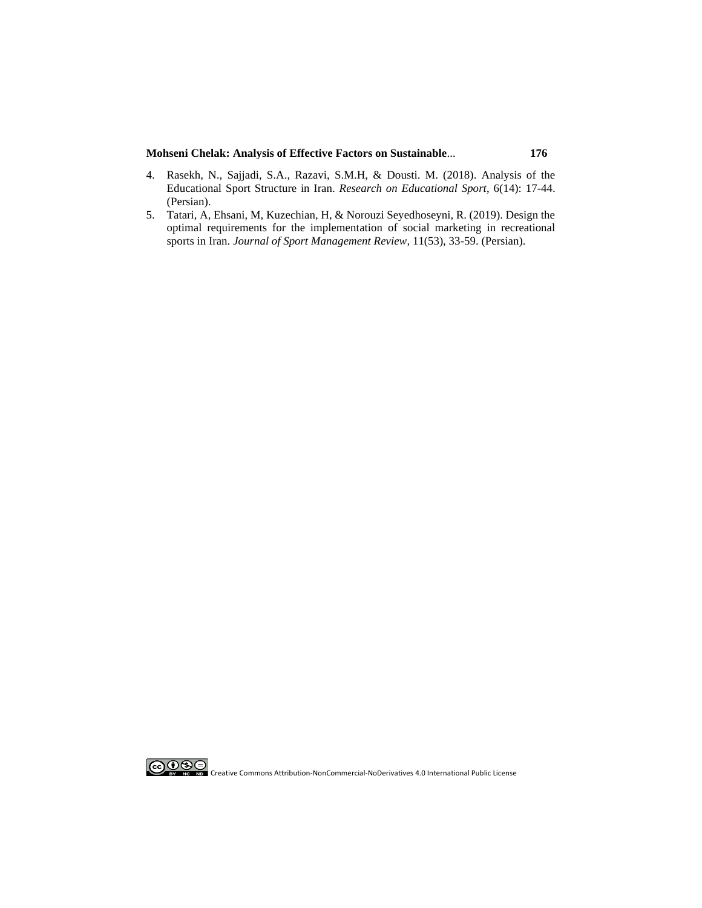4. Rasekh, N., Sajjadi, S.A., Razavi, S.M.H, & Dousti. M. (2018). Analysis of the Educational Sport Structure in Iran. *Research on Educational Sport*, 6(14): 17-44. (Persian).
5. Tatari, A, Ehsani, M, Kuzechian, H, & Norouzi Seyedhoseyni, R. (2019). Design the optimal requirements for the implementation of social marketing in recreational sports in Iran. *Journal of Sport Management Review*, 11(53), 33-59. (Persian).

Creative Commons Attribution-NonCommercial-NoDerivatives 4.0 International Public License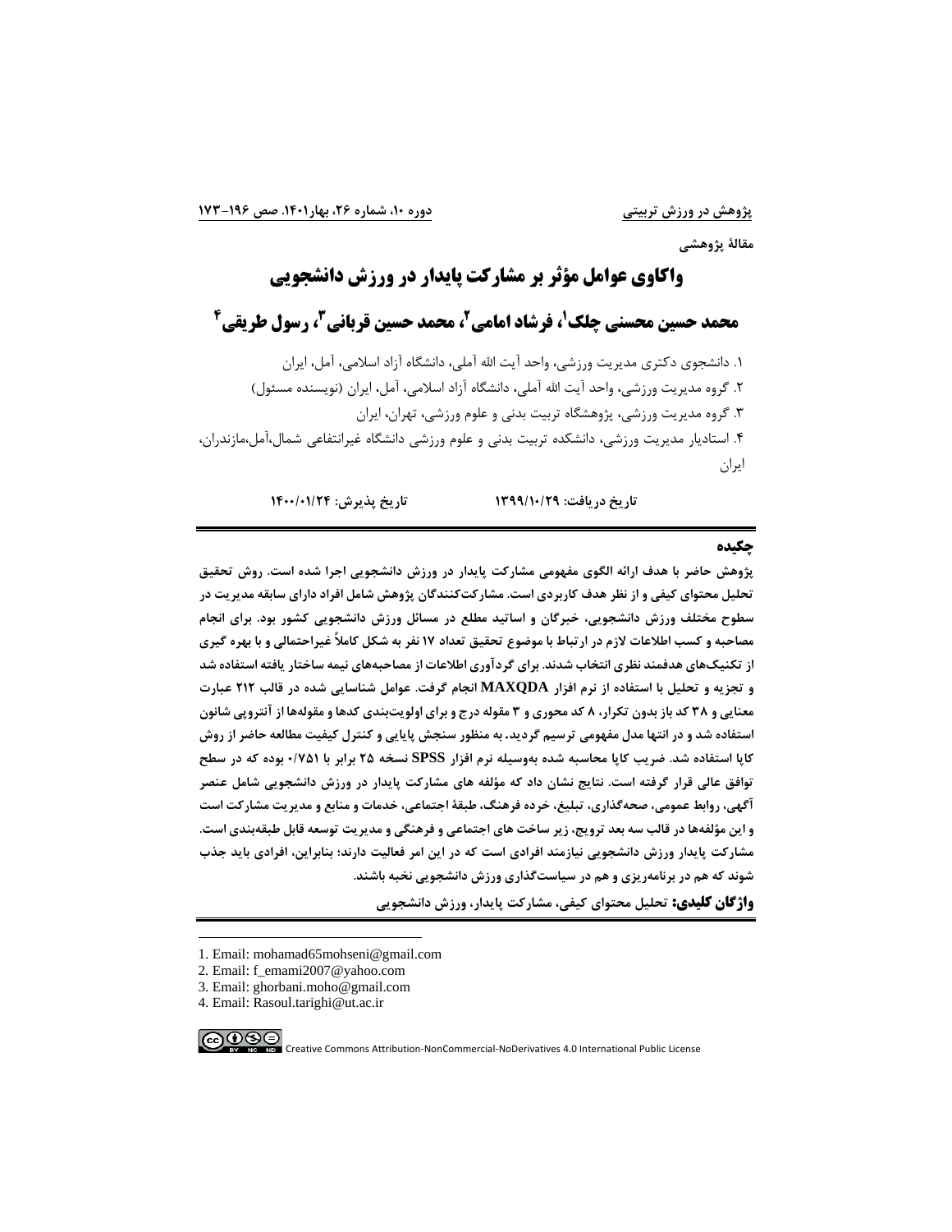مقالۀ پژوهشی

# واکاوی عوامل مؤثر بر مشارکت پایدار در ورزش دانشجویی

## محمد حسین محسنی چلک[1]، فرشاد امامی[2]، محمد حسین قربانی[3]، رسول طریقی[4]

۱. دانشجوی دکتری مدیریت ورزشی، واحد آیت الله آملی، دانشگاه آزاد اسلامی، آمل، ایران

۲. گروه مدیریت ورزشی، واحد آیت الله آملی، دانشگاه آزاد اسلامی، آمل، ایران (نویسنده مسئول)

۳. گروه مدیریت ورزشی، پژوهشگاه تربیت بدنی و علوم ورزشی، تهران، ایران

۴. استادیار مدیریت ورزشی، دانشکده تربیت بدنی و علوم ورزشی دانشگاه غیرانتفاعی شمال،آمل،مازندران، ایران

**تاریخ دریافت: ۱۳۹۹/۱۰/۲۹** **تاریخ پذیرش: ۱۴۰۰/۰۱/۲۴**

### چکیده

**پژوهش حاضر با هدف ارائه الگوی مفهومی مشارکت پایدار در ورزش دانشجویی اجرا شده است. روش تحقیق تحلیل محتوای کیفی و از نظر هدف کاربردی است. مشارکت‌کنندگان پژوهش شامل افراد دارای سابقه مدیریت در سطوح مختلف ورزش دانشجویی، خبرگان و اساتید مطلع در مسائل ورزش دانشجویی کشور بود. برای انجام مصاحبه و کسب اطلاعات لازم در ارتباط با موضوع تحقیق تعداد ۱۷ نفر به شکل کاملاً غیراحتمالی و با بهره گیری از تکنیک‌های هدفمند نظری انتخاب شدند. برای گردآوری اطلاعات از مصاحبه‌های نیمه ساختار یافته استفاده شد و تجزیه و تحلیل با استفاده از نرم افزار MAXQDA انجام گرفت. عوامل شناسایی شده در قالب ۲۱۲ عبارت معنایی و ۳۸ کد باز بدون تکرار، ۸ کد محوری و ۳ مقوله درج و برای اولویت‌بندی کدها و مقوله‌ها از آنتروپی شانون استفاده شد و در انتها مدل مفهومی ترسیم گردید. به منظور سنجش پایایی و کنترل کیفیت مطالعه حاضر از روش کاپا استفاده شد. ضریب کاپا محاسبه شده به‌وسیله نرم افزار SPSS نسخه ۲۵ برابر با ۰/۷۵۱ بوده که در سطح توافق عالی قرار گرفته است. نتایج نشان داد که مؤلفه های مشارکت پایدار در ورزش دانشجویی شامل عنصر آگهی، روابط عمومی، صحه‌گذاری، تبلیغ، خرده فرهنگ، طبقۀ اجتماعی، خدمات و منابع و مدیریت مشارکت است و این مؤلفه‌ها در قالب سه بعد ترویج، زیر ساخت های اجتماعی و فرهنگی و مدیریت توسعه قابل طبقه‌بندی است. مشارکت پایدار ورزش دانشجویی نیازمند افرادی است که در این امر فعالیت دارند؛ بنابراین، افرادی باید جذب شوند که هم در برنامه‌ریزی و هم در سیاست‌گذاری ورزش دانشجویی نخبه باشند.**

**واژگان کلیدی:** تحلیل محتوای کیفی، مشارکت پایدار، ورزش دانشجویی

1. Email: mohamad65mohseni@gmail.com
2. Email: f_emami2007@yahoo.com
3. Email: ghorbani.moho@gmail.com
4. Email: Rasoul.tarighi@ut.ac.ir

Creative Commons Attribution-NonCommercial-NoDerivatives 4.0 International Public License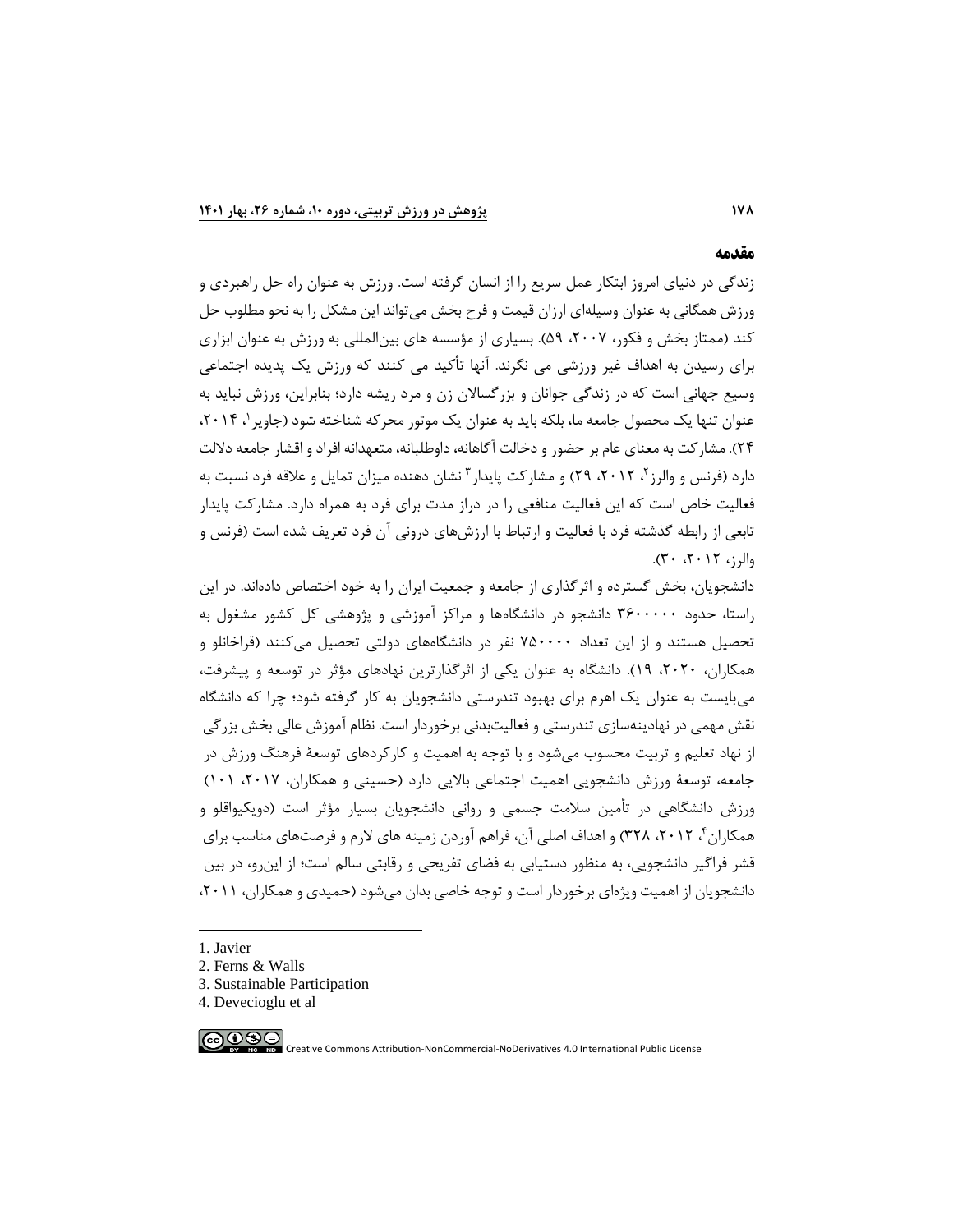## مقدمه

زندگی در دنیای امروز ابتکار عمل سریع را از انسان گرفته است. ورزش به عنوان راه حل راهبردی و ورزش همگانی به عنوان وسیله‌ای ارزان قیمت و فرح بخش می‌تواند این مشکل را به نحو مطلوب حل کند (ممتاز بخش و فکور، ۲۰۰۷، ۵۹). بسیاری از مؤسسه های بین‌المللی به ورزش به عنوان ابزاری برای رسیدن به اهداف غیر ورزشی می نگرند. آنها تأکید می کنند که ورزش یک پدیده اجتماعی وسیع جهانی است که در زندگی جوانان و بزرگسالان زن و مرد ریشه دارد؛ بنابراین، ورزش نباید به عنوان تنها یک محصول جامعه ما، بلکه باید به عنوان یک موتور محرکه شناخته شود (جاویر[1]، ۲۰۱۴، ۲۴). مشارکت به معنای عام بر حضور و دخالت آگاهانه، داوطلبانه، متعهدانه افراد و اقشار جامعه دلالت دارد (فرنس و والرز[2]، ۲۰۱۲، ۲۹) و مشارکت پایدار[3] نشان دهنده میزان تمایل و علاقه فرد نسبت به فعالیت خاص است که این فعالیت منافعی را در دراز مدت برای فرد به همراه دارد. مشارکت پایدار تابعی از رابطه گذشته فرد با فعالیت و ارتباط با ارزش‌های درونی آن فرد تعریف شده است (فرنس و والرز، ۲۰۱۲، ۳۰).

دانشجویان، بخش گسترده و اثرگذاری از جامعه و جمعیت ایران را به خود اختصاص داده‌اند. در این راستا، حدود ۳۶۰۰۰۰۰ دانشجو در دانشگاه‌ها و مراکز آموزشی و پژوهشی کل کشور مشغول به تحصیل هستند و از این تعداد ۷۵۰۰۰۰ نفر در دانشگاه‌های دولتی تحصیل می‌کنند (قراخانلو و همکاران، ۲۰۲۰، ۱۹). دانشگاه به عنوان یکی از اثرگذارترین نهادهای مؤثر در توسعه و پیشرفت، می‌بایست به عنوان یک اهرم برای بهبود تندرستی دانشجویان به کار گرفته شود؛ چرا که دانشگاه نقش مهمی در نهادینه‌سازی تندرستی و فعالیت‌بدنی برخوردار است. نظام آموزش عالی بخش بزرگی از نهاد تعلیم و تربیت محسوب می‌شود و با توجه به اهمیت و کارکردهای توسعهٔ فرهنگ ورزش در جامعه، توسعهٔ ورزش دانشجویی اهمیت اجتماعی بالایی دارد (حسینی و همکاران، ۲۰۱۷، ۱۰۱) ورزش دانشگاهی در تأمین سلامت جسمی و روانی دانشجویان بسیار مؤثر است (دویکیواقلو و همکاران[4]، ۲۰۱۲، ۳۲۸) و اهداف اصلی آن، فراهم آوردن زمینه های لازم و فرصت‌های مناسب برای قشر فراگیر دانشجویی، به منظور دستیابی به فضای تفریحی و رقابتی سالم است؛ از این‌رو، در بین دانشجویان از اهمیت ویژه‌ای برخوردار است و توجه خاصی بدان می‌شود (حمیدی و همکاران، ۲۰۱۱،

---

1. Javier
2. Ferns & Walls
3. Sustainable Participation
4. Devecioglu et al

Creative Commons Attribution-NonCommercial-NoDerivatives 4.0 International Public License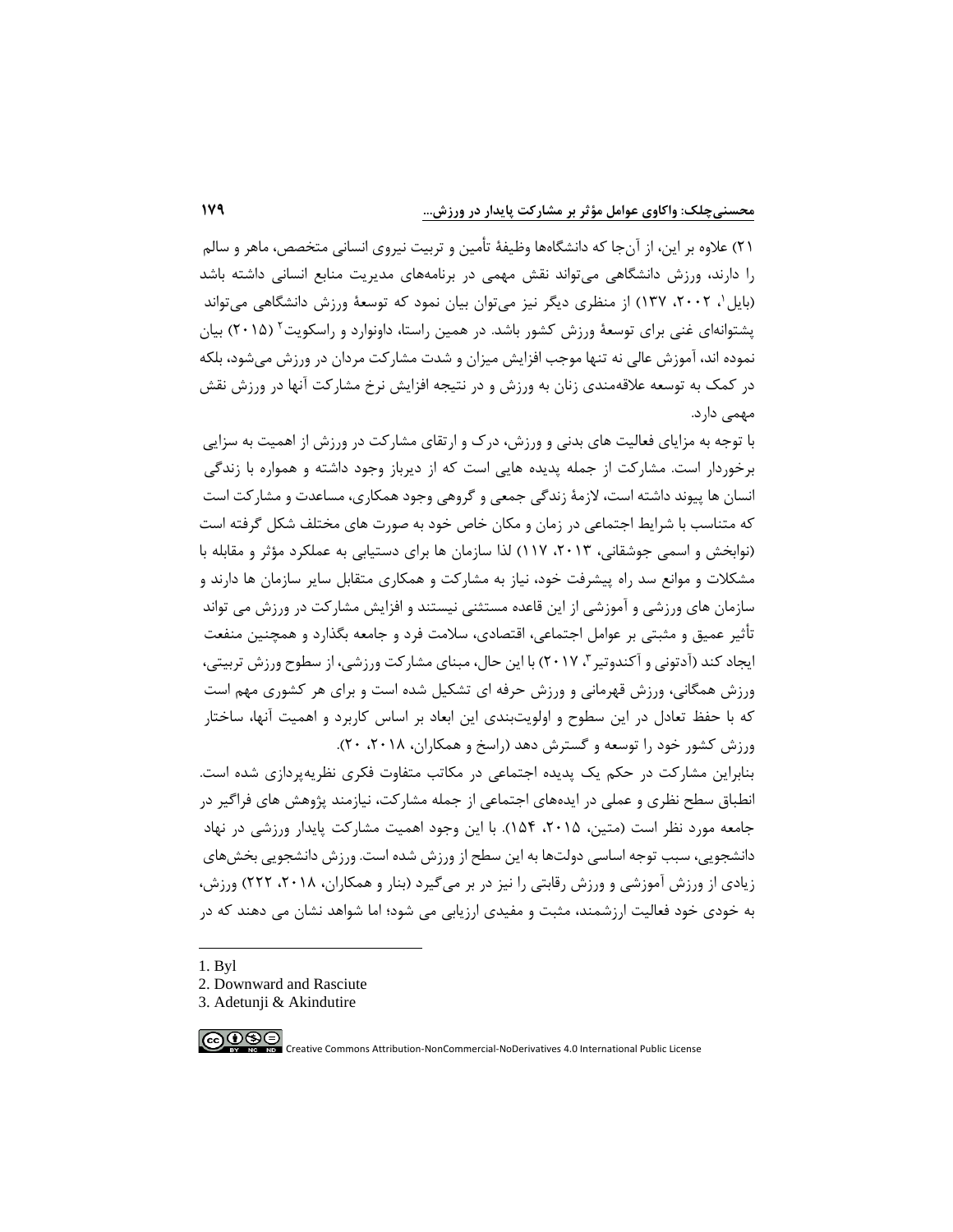۲۱) علاوه بر این، از آن‌جا که دانشگاه‌ها وظیفۀ تأمین و تربیت نیروی انسانی متخصص، ماهر و سالم را دارند، ورزش دانشگاهی می‌تواند نقش مهمی در برنامه‌های مدیریت منابع انسانی داشته باشد (بایل[1]، ۲۰۰۲، ۱۳۷) از منظری دیگر نیز می‌توان بیان نمود که توسعۀ ورزش دانشگاهی می‌تواند پشتوانه‌ای غنی برای توسعۀ ورزش کشور باشد. در همین راستا، داونوارد و راسکویت[2] (۲۰۱۵) بیان نموده اند، آموزش عالی نه تنها موجب افزایش میزان و شدت مشارکت مردان در ورزش می‌شود، بلکه در کمک به توسعه علاقه‌مندی زنان به ورزش و در نتیجه افزایش نرخ مشارکت آنها در ورزش نقش مهمی دارد.

با توجه به مزایای فعالیت های بدنی و ورزش، درک و ارتقای مشارکت در ورزش از اهمیت به سزایی برخوردار است. مشارکت از جمله پدیده هایی است که از دیرباز وجود داشته و همواره با زندگی انسان ها پیوند داشته است، لازمۀ زندگی جمعی و گروهی وجود همکاری، مساعدت و مشارکت است که متناسب با شرایط اجتماعی در زمان و مکان خاص خود به صورت های مختلف شکل گرفته است (نوابخش و اسمی جوشقانی، ۲۰۱۳، ۱۱۷) لذا سازمان ها برای دستیابی به عملکرد مؤثر و مقابله با مشکلات و موانع سد راه پیشرفت خود، نیاز به مشارکت و همکاری متقابل سایر سازمان ها دارند و سازمان های ورزشی و آموزشی از این قاعده مستثنی نیستند و افزایش مشارکت در ورزش می تواند تأثیر عمیق و مثبتی بر عوامل اجتماعی، اقتصادی، سلامت فرد و جامعه بگذارد و همچنین منفعت ایجاد کند (آدتونی و آکندوتیر[3]، ۲۰۱۷) با این حال، مبنای مشارکت ورزشی، از سطوح ورزش تربیتی، ورزش همگانی، ورزش قهرمانی و ورزش حرفه ای تشکیل شده است و برای هر کشوری مهم است که با حفظ تعادل در این سطوح و اولویت‌بندی این ابعاد بر اساس کاربرد و اهمیت آنها، ساختار ورزش کشور خود را توسعه و گسترش دهد (راسخ و همکاران، ۲۰۱۸، ۲۰).

بنابراین مشارکت در حکم یک پدیده اجتماعی در مکاتب متفاوت فکری نظریه‌پردازی شده است. انطباق سطح نظری و عملی در ایده‌های اجتماعی از جمله مشارکت، نیازمند پژوهش های فراگیر در جامعه مورد نظر است (متین، ۲۰۱۵، ۱۵۴). با این وجود اهمیت مشارکت پایدار ورزشی در نهاد دانشجویی، سبب توجه اساسی دولت‌ها به این سطح از ورزش شده است. ورزش دانشجویی بخش‌های زیادی از ورزش آموزشی و ورزش رقابتی را نیز در بر می‌گیرد (بنار و همکاران، ۲۰۱۸، ۲۲۲) ورزش، به خودی خود فعالیت ارزشمند، مثبت و مفیدی ارزیابی می شود؛ اما شواهد نشان می دهند که در

---

1. Byl
2. Downward and Rasciute
3. Adetunji & Akindutire

Creative Commons Attribution-NonCommercial-NoDerivatives 4.0 International Public License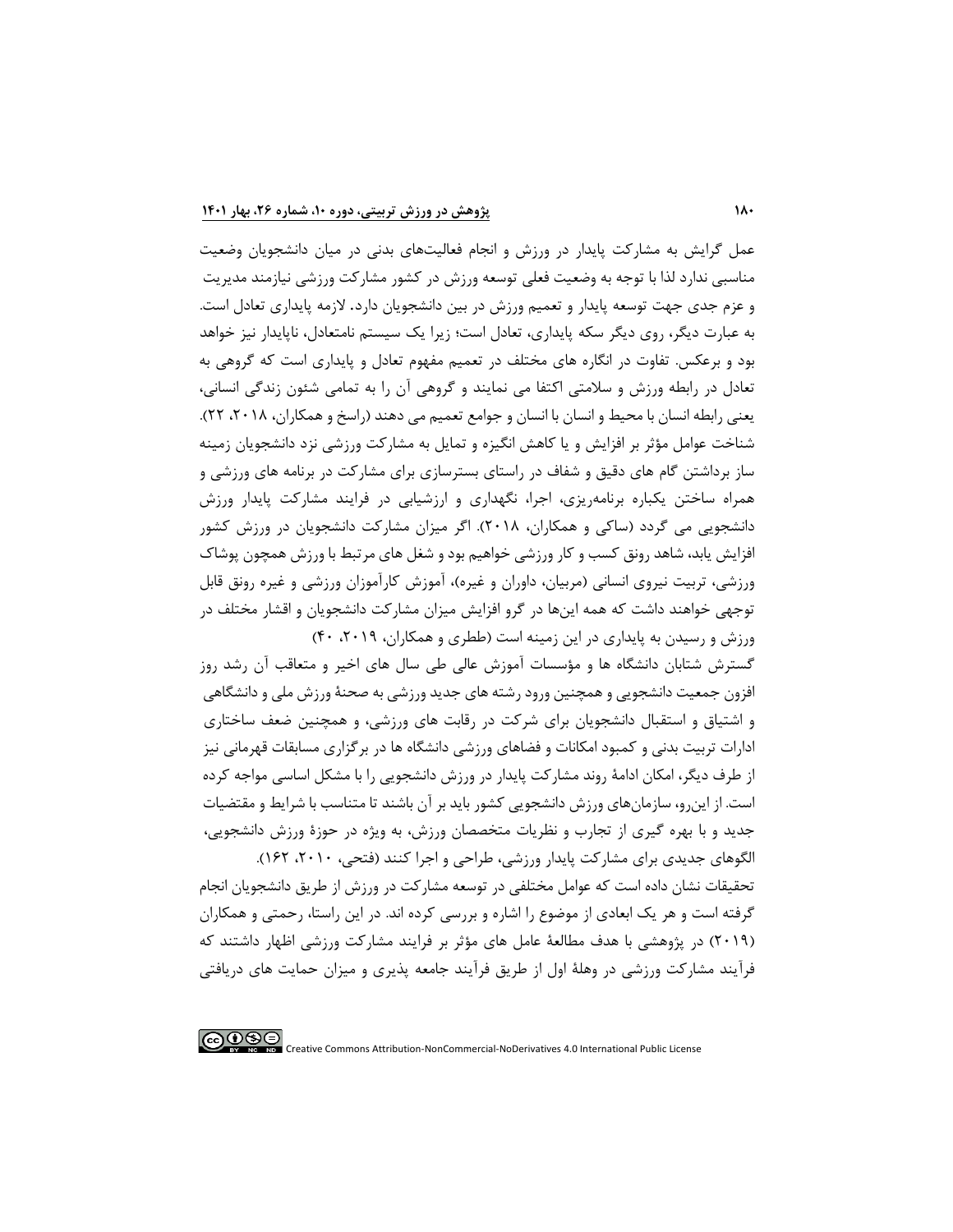عمل گرایش به مشارکت پایدار در ورزش و انجام فعالیت‌های بدنی در میان دانشجویان وضعیت مناسبی ندارد لذا با توجه به وضعیت فعلی توسعه ورزش در کشور مشارکت ورزشی نیازمند مدیریت و عزم جدی جهت توسعه پایدار و تعمیم ورزش در بین دانشجویان دارد. لازمه پایداری تعادل است. به عبارت دیگر، روی دیگر سکه پایداری، تعادل است؛ زیرا یک سیستم نامتعادل، ناپایدار نیز خواهد بود و برعکس. تفاوت در انگاره های مختلف در تعمیم مفهوم تعادل و پایداری است که گروهی به تعادل در رابطه ورزش و سلامتی اکتفا می نمایند و گروهی آن را به تمامی شئون زندگی انسانی، یعنی رابطه انسان با محیط و انسان با انسان و جوامع تعمیم می دهند (راسخ و همکاران، ۲۰۱۸، ۲۲). شناخت عوامل مؤثر بر افزایش و یا کاهش انگیزه و تمایل به مشارکت ورزشی نزد دانشجویان زمینه ساز برداشتن گام های دقیق و شفاف در راستای بسترسازی برای مشارکت در برنامه های ورزشی و همراه ساختن یکباره برنامه‌ریزی، اجرا، نگهداری و ارزشیابی در فرایند مشارکت پایدار ورزش دانشجویی می گردد (ساکی و همکاران، ۲۰۱۸). اگر میزان مشارکت دانشجویان در ورزش کشور افزایش یابد، شاهد رونق کسب و کار ورزشی خواهیم بود و شغل های مرتبط با ورزش همچون پوشاک ورزشی، تربیت نیروی انسانی (مربیان، داوران و غیره)، آموزش کارآموزان ورزشی و غیره رونق قابل توجهی خواهند داشت که همه این‌ها در گرو افزایش میزان مشارکت دانشجویان و اقشار مختلف در ورزش و رسیدن به پایداری در این زمینه است (ططری و همکاران، ۲۰۱۹، ۴۰)

گسترش شتابان دانشگاه ها و مؤسسات آموزش عالی طی سال های اخیر و متعاقب آن رشد روز افزون جمعیت دانشجویی و همچنین ورود رشته های جدید ورزشی به صحنهٔ ورزش ملی و دانشگاهی و اشتیاق و استقبال دانشجویان برای شرکت در رقابت های ورزشی، و همچنین ضعف ساختاری ادارات تربیت بدنی و کمبود امکانات و فضاهای ورزشی دانشگاه ها در برگزاری مسابقات قهرمانی نیز از طرف دیگر، امکان ادامهٔ روند مشارکت پایدار در ورزش دانشجویی را با مشکل اساسی مواجه کرده است. از این‌رو، سازمان‌های ورزش دانشجویی کشور باید بر آن باشند تا متناسب با شرایط و مقتضیات جدید و با بهره گیری از تجارب و نظریات متخصصان ورزش، به ویژه در حوزهٔ ورزش دانشجویی، الگوهای جدیدی برای مشارکت پایدار ورزشی، طراحی و اجرا کنند (فتحی، ۲۰۱۰، ۱۶۲).

تحقیقات نشان داده است که عوامل مختلفی در توسعه مشارکت در ورزش از طریق دانشجویان انجام گرفته است و هر یک ابعادی از موضوع را اشاره و بررسی کرده اند. در این راستا، رحمتی و همکاران (۲۰۱۹) در پژوهشی با هدف مطالعهٔ عامل های مؤثر بر فرایند مشارکت ورزشی اظهار داشتند که فرآیند مشارکت ورزشی در وهلهٔ اول از طریق فرآیند جامعه پذیری و میزان حمایت های دریافتی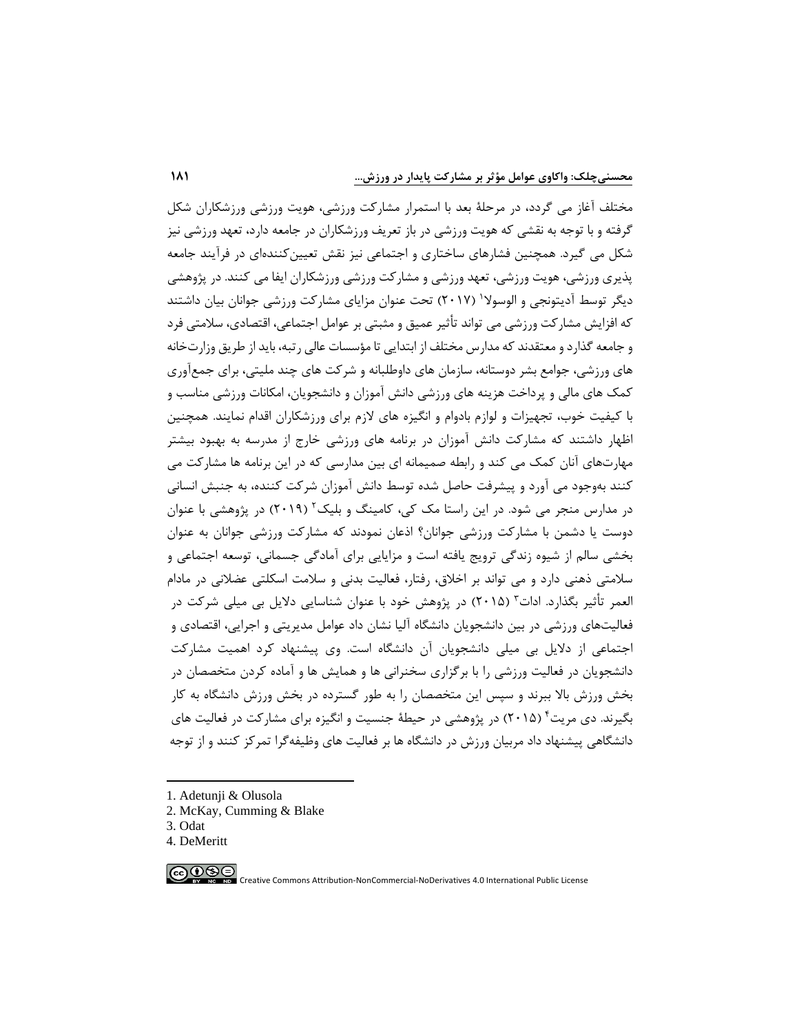مختلف آغاز می گردد، در مرحلهٔ بعد با استمرار مشارکت ورزشی، هویت ورزشی ورزشکاران شکل گرفته و با توجه به نقشی که هویت ورزشی در باز تعریف ورزشکاران در جامعه دارد، تعهد ورزشی نیز شکل می گیرد. همچنین فشارهای ساختاری و اجتماعی نیز نقش تعیین‌کننده‌ای در فرآیند جامعه پذیری ورزشی، هویت ورزشی، تعهد ورزشی و مشارکت ورزشی ورزشکاران ایفا می کنند. در پژوهشی دیگر توسط آدیتونجی و الوسولا[1] (۲۰۱۷) تحت عنوان مزایای مشارکت ورزشی جوانان بیان داشتند که افزایش مشارکت ورزشی می تواند تأثیر عمیق و مثبتی بر عوامل اجتماعی، اقتصادی، سلامتی فرد و جامعه گذارد و معتقدند که مدارس مختلف از ابتدایی تا مؤسسات عالی رتبه، باید از طریق وزارت‌خانه های ورزشی، جوامع بشر دوستانه، سازمان های داوطلبانه و شرکت های چند ملیتی، برای جمع‌آوری کمک های مالی و پرداخت هزینه های ورزشی دانش آموزان و دانشجویان، امکانات ورزشی مناسب و با کیفیت خوب، تجهیزات و لوازم بادوام و انگیزه های لازم برای ورزشکاران اقدام نمایند. همچنین اظهار داشتند که مشارکت دانش آموزان در برنامه های ورزشی خارج از مدرسه به بهبود بیشتر مهارت‌های آنان کمک می کند و رابطه صمیمانه ای بین مدارسی که در این برنامه ها مشارکت می کنند به‌وجود می آورد و پیشرفت حاصل شده توسط دانش آموزان شرکت کننده، به جنبش انسانی در مدارس منجر می شود. در این راستا مک کی، کامینگ و بلیک[2] (۲۰۱۹) در پژوهشی با عنوان دوست یا دشمن با مشارکت ورزشی جوانان؟ اذعان نمودند که مشارکت ورزشی جوانان به عنوان بخشی سالم از شیوه زندگی ترویج یافته است و مزایایی برای آمادگی جسمانی، توسعه اجتماعی و سلامتی ذهنی دارد و می تواند بر اخلاق، رفتار، فعالیت بدنی و سلامت اسکلتی عضلانی در مادام العمر تأثیر بگذارد. ادات[3] (۲۰۱۵) در پژوهش خود با عنوان شناسایی دلایل بی میلی شرکت در فعالیت‌های ورزشی در بین دانشجویان دانشگاه آلیا نشان داد عوامل مدیریتی و اجرایی، اقتصادی و اجتماعی از دلایل بی میلی دانشجویان آن دانشگاه است. وی پیشنهاد کرد اهمیت مشارکت دانشجویان در فعالیت ورزشی را با برگزاری سخنرانی ها و همایش ها و آماده کردن متخصصان در بخش ورزش بالا ببرند و سپس این متخصصان را به طور گسترده در بخش ورزش دانشگاه به کار بگیرند. دی مریت[4] (۲۰۱۵) در پژوهشی در حیطهٔ جنسیت و انگیزه برای مشارکت در فعالیت های دانشگاهی پیشنهاد داد مربیان ورزش در دانشگاه ها بر فعالیت های وظیفه‌گرا تمرکز کنند و از توجه

---

1. Adetunji & Olusola
2. McKay, Cumming & Blake
3. Odat
4. DeMeritt

Creative Commons Attribution-NonCommercial-NoDerivatives 4.0 International Public License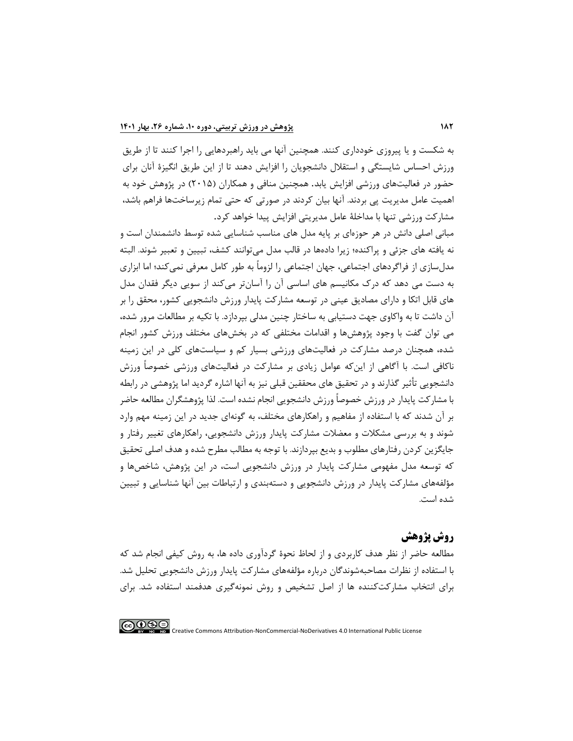به شکست و یا پیروزی خودداری کنند. همچنین آنها می باید راهبردهایی را اجرا کنند تا از طریق ورزش احساس شایستگی و استقلال دانشجویان را افزایش دهند تا از این طریق انگیزهٔ آنان برای حضور در فعالیت‌های ورزشی افزایش یابد. همچنین منافی و همکاران (۲۰۱۵) در پژوهش خود به اهمیت عامل مدیریت پی بردند. آنها بیان کردند در صورتی که حتی تمام زیرساخت‌ها فراهم باشد، مشارکت ورزشی تنها با مداخلهٔ عامل مدیریتی افزایش پیدا خواهد کرد.

مبانی اصلی دانش در هر حوزه‌ای بر پایه مدل های مناسب شناسایی شده توسط دانشمندان است و نه یافته های جزئی و پراکنده؛ زیرا داده‌ها در قالب مدل می‌توانند کشف، تبیین و تعبیر شوند. البته مدل‌سازی از فراگردهای اجتماعی، جهان اجتماعی را لزوماً به طور کامل معرفی نمی‌کند؛ اما ابزاری به دست می دهد که درک مکانیسم های اساسی آن را آسان‌تر می‌کند از سویی دیگر فقدان مدل های قابل اتکا و دارای مصادیق عینی در توسعه مشارکت پایدار ورزش دانشجویی کشور، محقق را بر آن داشت تا به واکاوی جهت دستیابی به ساختار چنین مدلی بپردازد. با تکیه بر مطالعات مرور شده، می توان گفت با وجود پژوهش‌ها و اقدامات مختلفی که در بخش‌های مختلف ورزش کشور انجام شده، همچنان درصد مشارکت در فعالیت‌های ورزشی بسیار کم و سیاست‌های کلی در این زمینه ناکافی است. با آگاهی از این‌که عوامل زیادی بر مشارکت در فعالیت‌های ورزشی خصوصاً ورزش دانشجویی تأثیر گذارند و در تحقیق های محققین قبلی نیز به آنها اشاره گردید اما پژوهشی در رابطه با مشارکت پایدار در ورزش خصوصاً ورزش دانشجویی انجام نشده است. لذا پژوهشگران مطالعه حاضر بر آن شدند که با استفاده از مفاهیم و راهکارهای مختلف، به گونه‌ای جدید در این زمینه مهم وارد شوند و به بررسی مشکلات و معضلات مشارکت پایدار ورزش دانشجویی، راهکارهای تغییر رفتار و جایگزین کردن رفتارهای مطلوب و بدیع بپردازند. با توجه به مطالب مطرح شده و هدف اصلی تحقیق که توسعه مدل مفهومی مشارکت پایدار در ورزش دانشجویی است، در این پژوهش، شاخص‌ها و مؤلفه‌های مشارکت پایدار در ورزش دانشجویی و دسته‌بندی و ارتباطات بین آنها شناسایی و تبیین شده است.

## روش پژوهش

مطالعه حاضر از نظر هدف کاربردی و از لحاظ نحوهٔ گردآوری داده ها، به روش کیفی انجام شد که با استفاده از نظرات مصاحبه‌شوندگان درباره مؤلفه‌های مشارکت پایدار ورزش دانشجویی تحلیل شد. برای انتخاب مشارکت‌کننده ها از اصل تشخیص و روش نمونه‌گیری هدفمند استفاده شد. برای

Creative Commons Attribution-NonCommercial-NoDerivatives 4.0 International Public License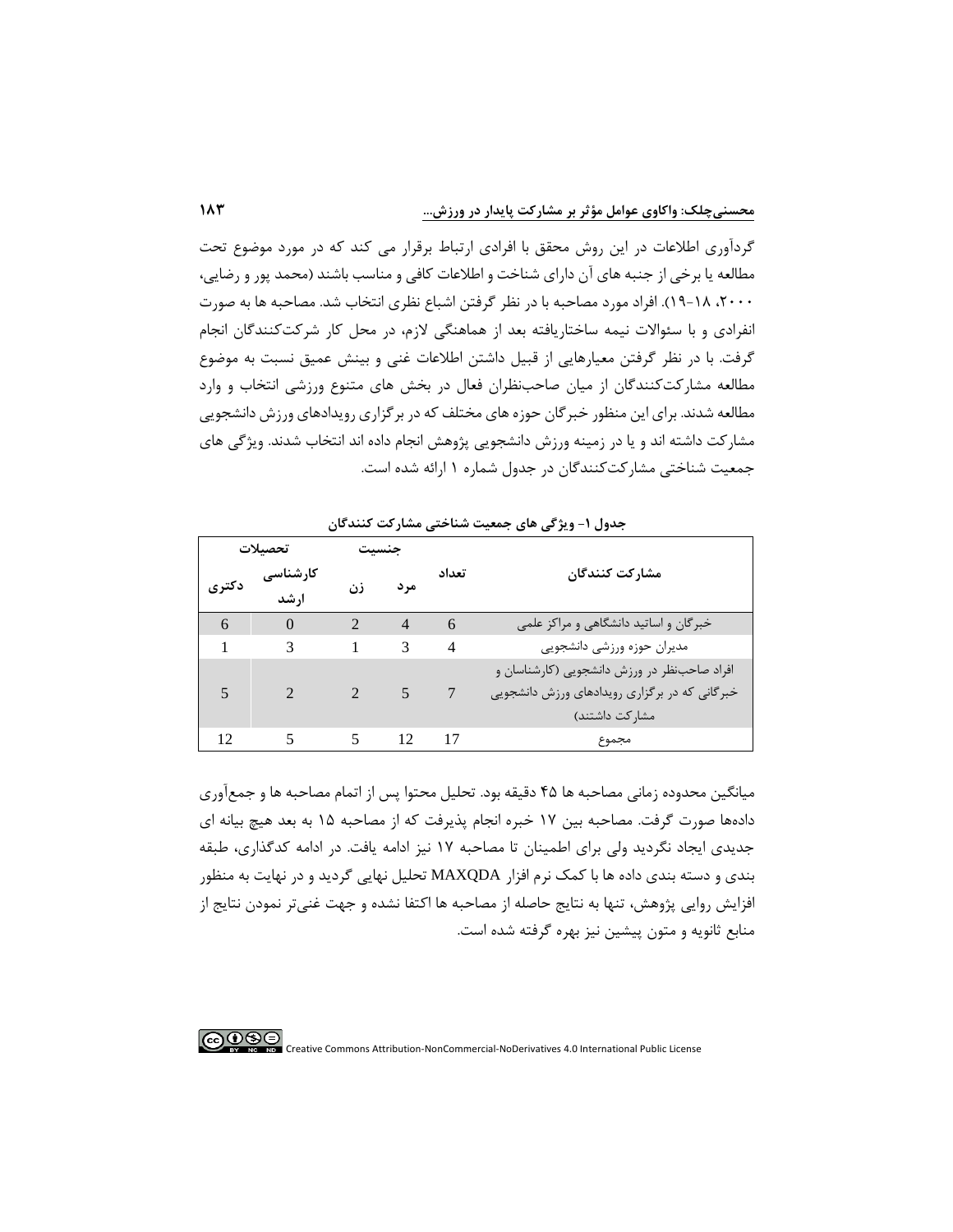گردآوری اطلاعات در این روش محقق با افرادی ارتباط برقرار می کند که در مورد موضوع تحت مطالعه یا برخی از جنبه های آن دارای شناخت و اطلاعات کافی و مناسب باشند (محمد پور و رضایی، ۲۰۰۰، ۱۸-۱۹). افراد مورد مصاحبه با در نظر گرفتن اشباع نظری انتخاب شد. مصاحبه ها به صورت انفرادی و با سئوالات نیمه ساختاریافته بعد از هماهنگی لازم، در محل کار شرکت‌کنندگان انجام گرفت. با در نظر گرفتن معیارهایی از قبیل داشتن اطلاعات غنی و بینش عمیق نسبت به موضوع مطالعه مشارکت‌کنندگان از میان صاحب‌نظران فعال در بخش های متنوع ورزشی انتخاب و وارد مطالعه شدند. برای این منظور خبرگان حوزه های مختلف که در برگزاری رویدادهای ورزش دانشجویی مشارکت داشته اند و یا در زمینه ورزش دانشجویی پژوهش انجام داده اند انتخاب شدند. ویژگی های جمعیت شناختی مشارکت‌کنندگان در جدول شماره ۱ ارائه شده است.

**جدول ۱- ویژگی های جمعیت شناختی مشارکت کنندگان**

| مشارکت کنندگان | تعداد | جنسیت | | تحصیلات | |
|---|---|---|---|---|---|
| | | مرد | زن | کارشناسی ارشد | دکتری |
| خبرگان و اساتید دانشگاهی و مراکز علمی | 6 | 4 | 2 | 0 | 6 |
| مدیران حوزه ورزشی دانشجویی | 4 | 3 | 1 | 3 | 1 |
| افراد صاحب‌نظر در ورزش دانشجویی (کارشناسان و خبرگانی که در برگزاری رویدادهای ورزش دانشجویی مشارکت داشتند) | 7 | 5 | 2 | 2 | 5 |
| مجموع | 17 | 12 | 5 | 5 | 12 |

میانگین محدوده زمانی مصاحبه ها ۴۵ دقیقه بود. تحلیل محتوا پس از اتمام مصاحبه ها و جمع‌آوری داده‌ها صورت گرفت. مصاحبه بین ۱۷ خبره انجام پذیرفت که از مصاحبه ۱۵ به بعد هیچ بیانه ای جدیدی ایجاد نگردید ولی برای اطمینان تا مصاحبه ۱۷ نیز ادامه یافت. در ادامه کدگذاری، طبقه بندی و دسته بندی داده ها با کمک نرم افزار MAXQDA تحلیل نهایی گردید و در نهایت به منظور افزایش روایی پژوهش، تنها به نتایج حاصله از مصاحبه ها اکتفا نشده و جهت غنی‌تر نمودن نتایج از منابع ثانویه و متون پیشین نیز بهره گرفته شده است.

Creative Commons Attribution-NonCommercial-NoDerivatives 4.0 International Public License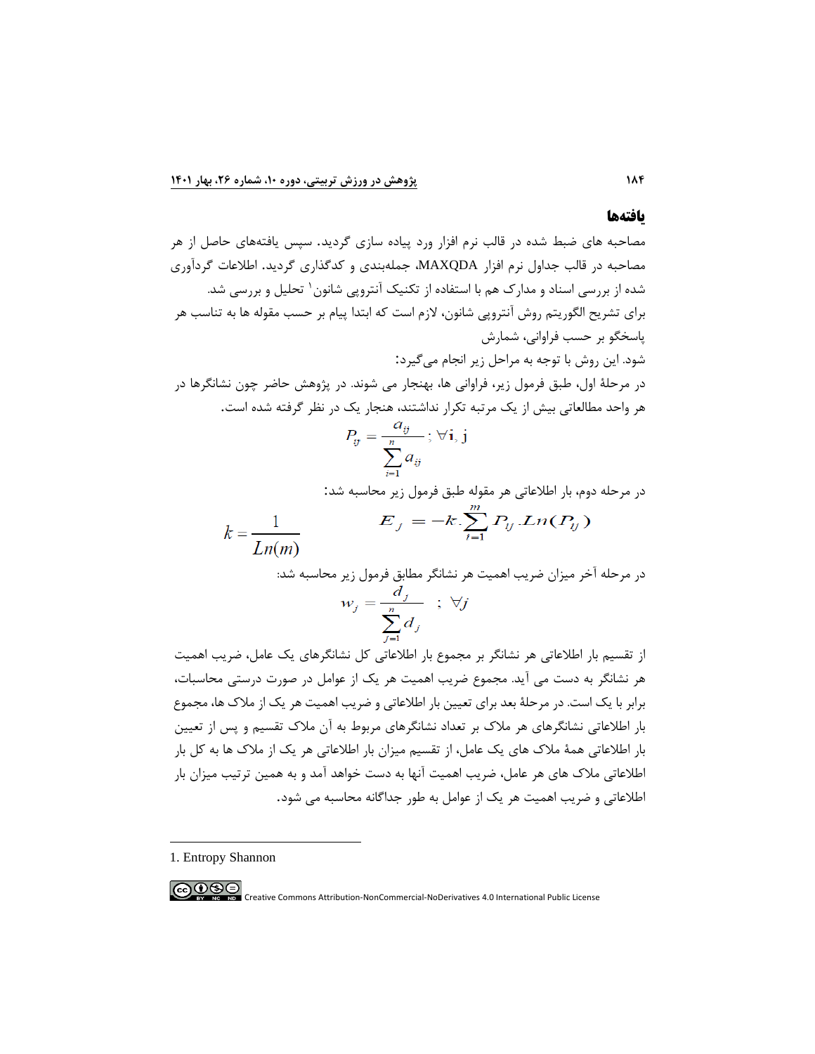## یافته‌ها

مصاحبه های ضبط شده در قالب نرم افزار ورد پیاده سازی گردید. سپس یافته‌های حاصل از هر مصاحبه در قالب جداول نرم افزار MAXQDA، جمله‌بندی و کدگذاری گردید. اطلاعات گردآوری شده از بررسی اسناد و مدارک هم با استفاده از تکنیک آنتروپی شانون[1] تحلیل و بررسی شد.

برای تشریح الگوریتم روش آنتروپی شانون، لازم است که ابتدا پیام بر حسب مقوله ها به تناسب هر پاسخگو بر حسب فراوانی، شمارش شود. این روش با توجه به مراحل زیر انجام می‌گیرد:

در مرحلهٔ اول، طبق فرمول زیر، فراوانی ها، بهنجار می شوند. در پژوهش حاضر چون نشانگرها در هر واحد مطالعاتی بیش از یک مرتبه تکرار نداشتند، هنجار یک در نظر گرفته شده است.

$$P_{ij} = \frac{a_{ij}}{\sum_{i=1}^{n} a_{ij}} \; ; \forall \mathbf{i}, \mathrm{j}$$

در مرحله دوم، بار اطلاعاتی هر مقوله طبق فرمول زیر محاسبه شد:

$$k = \frac{1}{Ln(m)} \qquad E_j = -k . \sum_{i=1}^{m} P_{ij} . Ln(P_{ij})$$

در مرحله آخر میزان ضریب اهمیت هر نشانگر مطابق فرمول زیر محاسبه شد:

$$w_j = \frac{d_j}{\sum_{j=1}^{n} d_j} \quad ; \; \forall j$$

از تقسیم بار اطلاعاتی هر نشانگر بر مجموع بار اطلاعاتی کل نشانگرهای یک عامل، ضریب اهمیت هر نشانگر به دست می آید. مجموع ضریب اهمیت هر یک از عوامل در صورت درستی محاسبات، برابر با یک است. در مرحلهٔ بعد برای تعیین بار اطلاعاتی و ضریب اهمیت هر یک از ملاک ها، مجموع بار اطلاعاتی نشانگرهای هر ملاک بر تعداد نشانگرهای مربوط به آن ملاک تقسیم و پس از تعیین بار اطلاعاتی همهٔ ملاک های یک عامل، از تقسیم میزان بار اطلاعاتی هر یک از ملاک ها به کل بار اطلاعاتی ملاک های هر عامل، ضریب اهمیت آنها به دست خواهد آمد و به همین ترتیب میزان بار اطلاعاتی و ضریب اهمیت هر یک از عوامل به طور جداگانه محاسبه می شود.

---

1. Entropy Shannon

Creative Commons Attribution-NonCommercial-NoDerivatives 4.0 International Public License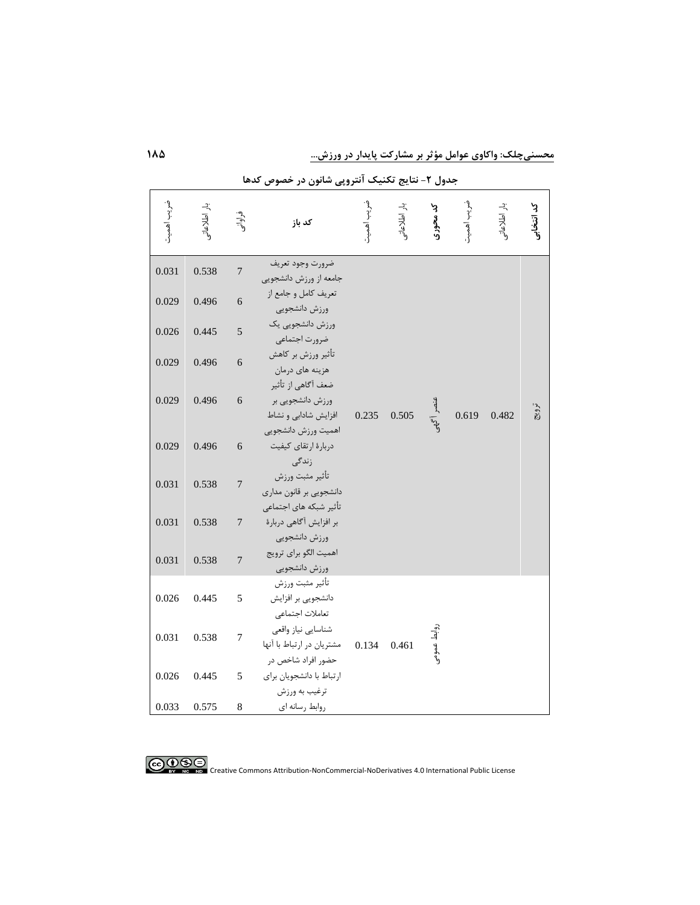جدول ۲- نتایج تکنیک آنتروپی شانون در خصوص کدها

| کد انتخابی | بار اطلاعاتی | ضریب اهمیت | کد محوری | بار اطلاعاتی | ضریب اهمیت | کد باز | فراوانی | بار اطلاعاتی | ضریب اهمیت |
|---|---|---|---|---|---|---|---|---|---|
| ترویج | 0.482 | 0.619 | عنصر آگهی | 0.505 | 0.235 | ضرورت وجود تعریف جامعه از ورزش دانشجویی | 7 | 0.538 | 0.031 |
| | | | | | | تعریف کامل و جامع از ورزش دانشجویی | 6 | 0.496 | 0.029 |
| | | | | | | ورزش دانشجویی یک ضرورت اجتماعی | 5 | 0.445 | 0.026 |
| | | | | | | تأثیر ورزش بر کاهش هزینه های درمان | 6 | 0.496 | 0.029 |
| | | | | | | ضعف آگاهی از تأثیر ورزش دانشجویی بر افزایش شادابی و نشاط | 6 | 0.496 | 0.029 |
| | | | | | | اهمیت ورزش دانشجویی دربارهٔ ارتقای کیفیت زندگی | 6 | 0.496 | 0.029 |
| | | | | | | تأثیر مثبت ورزش دانشجویی بر قانون مداری | 7 | 0.538 | 0.031 |
| | | | | | | تأثیر شبکه های اجتماعی بر افزایش آگاهی دربارهٔ ورزش دانشجویی | 7 | 0.538 | 0.031 |
| | | | | | | اهمیت الگو برای ترویج ورزش دانشجویی | 7 | 0.538 | 0.031 |
| | | | روابط عمومی | 0.461 | 0.134 | تأثیر مثبت ورزش دانشجویی بر افزایش تعاملات اجتماعی | 5 | 0.445 | 0.026 |
| | | | | | | شناسایی نیاز واقعی مشتریان در ارتباط با آنها | 7 | 0.538 | 0.031 |
| | | | | | | حضور افراد شاخص در ارتباط با دانشجویان برای ترغیب به ورزش | 5 | 0.445 | 0.026 |
| | | | | | | روابط رسانه ای | 8 | 0.575 | 0.033 |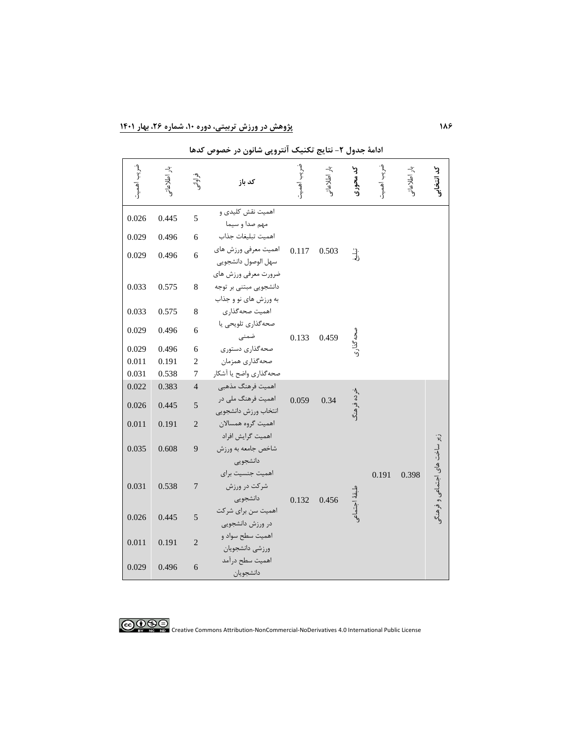ادامهٔ جدول ۲- نتایج تکنیک آنتروپی شانون در خصوص کدها

| کد انتخابی | بار اطلاعاتی | ضریب اهمیت | کد محوری | بار اطلاعاتی | ضریب اهمیت | کد باز | فراوانی | بار اطلاعاتی | ضریب اهمیت |
|---|---|---|---|---|---|---|---|---|---|
| | | | تبلیغ | 0.503 | 0.117 | اهمیت نقش کلیدی و مهم صدا و سیما | 5 | 0.445 | 0.026 |
| | | | | | | اهمیت تبلیغات جذاب | 6 | 0.496 | 0.029 |
| | | | | | | اهمیت معرفی ورزش های سهل الوصول دانشجویی | 6 | 0.496 | 0.029 |
| | | | | | | ضرورت معرفی ورزش های دانشجویی مبتنی بر توجه به ورزش های نو و جذاب | 8 | 0.575 | 0.033 |
| | | | صحه‌گذاری | 0.459 | 0.133 | اهمیت صحه‌گذاری | 8 | 0.575 | 0.033 |
| | | | | | | صحه‌گذاری تلویحی یا ضمنی | 6 | 0.496 | 0.029 |
| | | | | | | صحه‌گذاری دستوری | 6 | 0.496 | 0.029 |
| | | | | | | صحه‌گذاری همزمان | 2 | 0.191 | 0.011 |
| | | | | | | صحه‌گذاری واضح یا آشکار | 7 | 0.538 | 0.031 |
| زیر ساخت های اجتماعی و فرهنگی | 0.398 | 0.191 | خرده فرهنگ | 0.34 | 0.059 | اهمیت فرهنگ مذهبی | 4 | 0.383 | 0.022 |
| | | | | | | اهمیت فرهنگ ملی در انتخاب ورزش دانشجویی | 5 | 0.445 | 0.026 |
| | | | | | | اهمیت گروه همسالان | 2 | 0.191 | 0.011 |
| | | | طبقهٔ اجتماعی | 0.456 | 0.132 | اهمیت گرایش افراد شاخص جامعه به ورزش دانشجویی | 9 | 0.608 | 0.035 |
| | | | | | | اهمیت جنسیت برای شرکت در ورزش دانشجویی | 7 | 0.538 | 0.031 |
| | | | | | | اهمیت سن برای شرکت در ورزش دانشجویی | 5 | 0.445 | 0.026 |
| | | | | | | اهمیت سطح سواد و ورزشی دانشجویان | 2 | 0.191 | 0.011 |
| | | | | | | اهمیت سطح درآمد دانشجویان | 6 | 0.496 | 0.029 |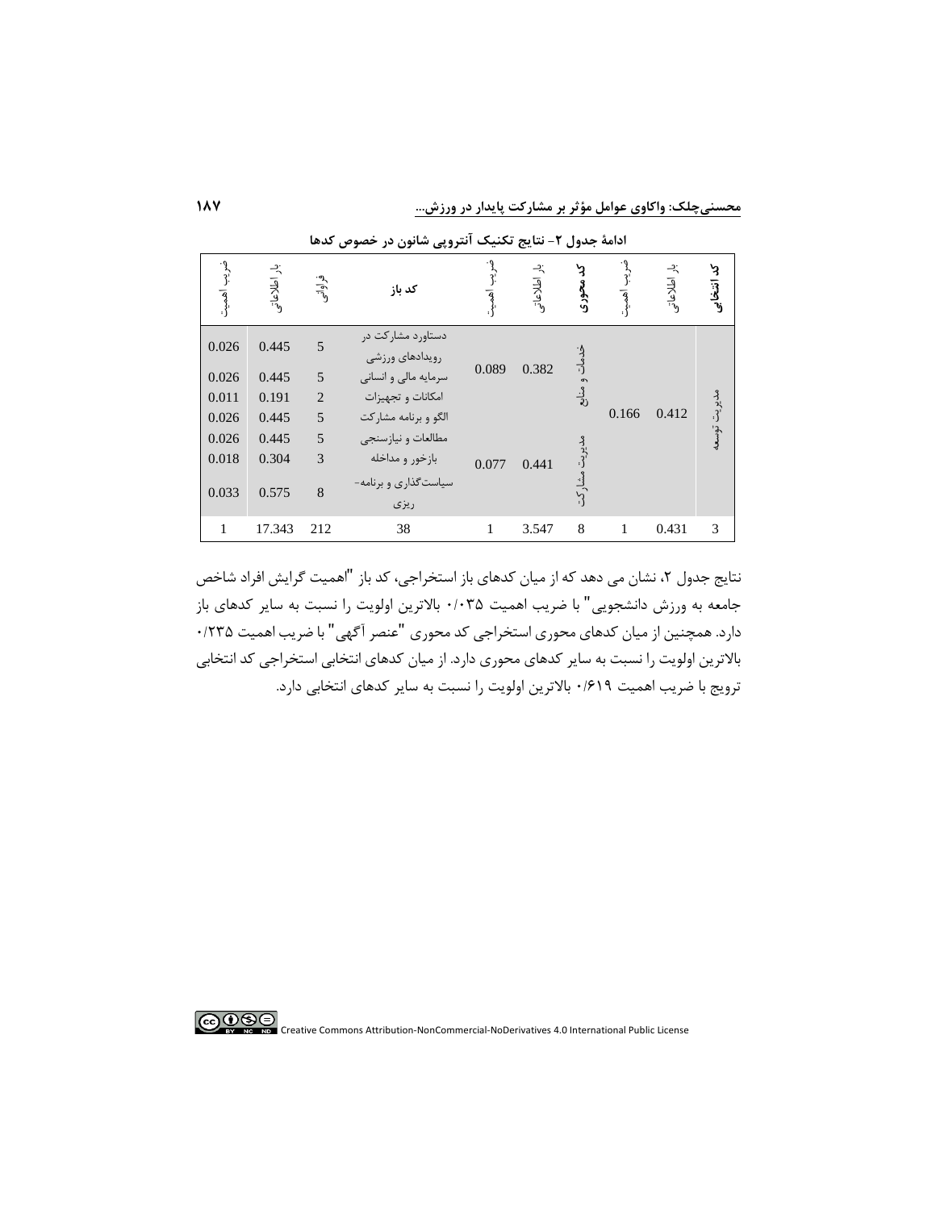ادامهٔ جدول ۲- نتایج تکنیک آنتروپی شانون در خصوص کدها

| کد انتخابی | بار اطلاعاتی | ضریب اهمیت | کد محوری | بار اطلاعاتی | ضریب اهمیت | کد باز | فراوانی | بار اطلاعاتی | ضریب اهمیت |
|---|---|---|---|---|---|---|---|---|---|
| مدیریت توسعه | 0.412 | 0.166 | خدمات و منابع | 0.382 | 0.089 | دستاورد مشارکت در رویدادهای ورزشی | 5 | 0.445 | 0.026 |
| | | | | | | سرمایه مالی و انسانی | 5 | 0.445 | 0.026 |
| | | | | | | امکانات و تجهیزات | 2 | 0.191 | 0.011 |
| | | | مدیریت مشارکت | 0.441 | 0.077 | الگو و برنامه مشارکت | 5 | 0.445 | 0.026 |
| | | | | | | مطالعات و نیازسنجی | 5 | 0.445 | 0.026 |
| | | | | | | بازخور و مداخله | 3 | 0.304 | 0.018 |
| | | | | | | سیاست‌گذاری و برنامه‌ریزی | 8 | 0.575 | 0.033 |
| 3 | 0.431 | 1 | 8 | 3.547 | 1 | 38 | 212 | 17.343 | 1 |

نتایج جدول ۲، نشان می دهد که از میان کدهای باز استخراجی، کد باز "اهمیت گرایش افراد شاخص جامعه به ورزش دانشجویی" با ضریب اهمیت ۰/۰۳۵ بالاترین اولویت را نسبت به سایر کدهای باز دارد. همچنین از میان کدهای محوری استخراجی کد محوری "عنصر آگهی" با ضریب اهمیت ۰/۲۳۵ بالاترین اولویت را نسبت به سایر کدهای محوری دارد. از میان کدهای انتخابی استخراجی کد انتخابی ترویج با ضریب اهمیت ۰/۶۱۹ بالاترین اولویت را نسبت به سایر کدهای انتخابی دارد.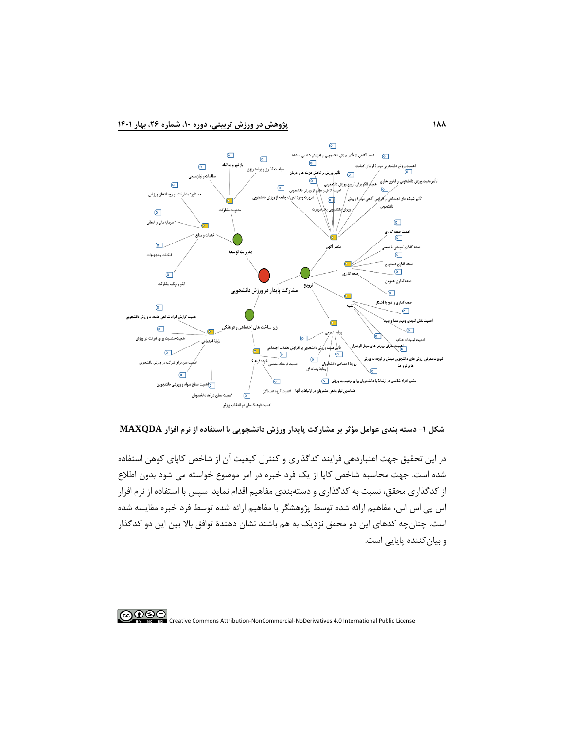شکل ۱- دسته بندی عوامل مؤثر بر مشارکت پایدار ورزش دانشجویی با استفاده از نرم افزار MAXQDA

در این تحقیق جهت اعتباردهی فرایند کدگذاری و کنترل کیفیت آن از شاخص کاپای کوهن استفاده شده است. جهت محاسبه شاخص کاپا از یک فرد خبره در امر موضوع خواسته می شود بدون اطلاع از کدگذاری محقق، نسبت به کدگذاری و دسته‌بندی مفاهیم اقدام نماید. سپس با استفاده از نرم افزار اس پی اس اس، مفاهیم ارائه شده توسط پژوهشگر با مفاهیم ارائه شده توسط فرد خبره مقایسه شده است. چنان‌چه کدهای این دو محقق نزدیک به هم باشند نشان دهندهٔ توافق بالا بین این دو کدگذار و بیان‌کننده پایایی است.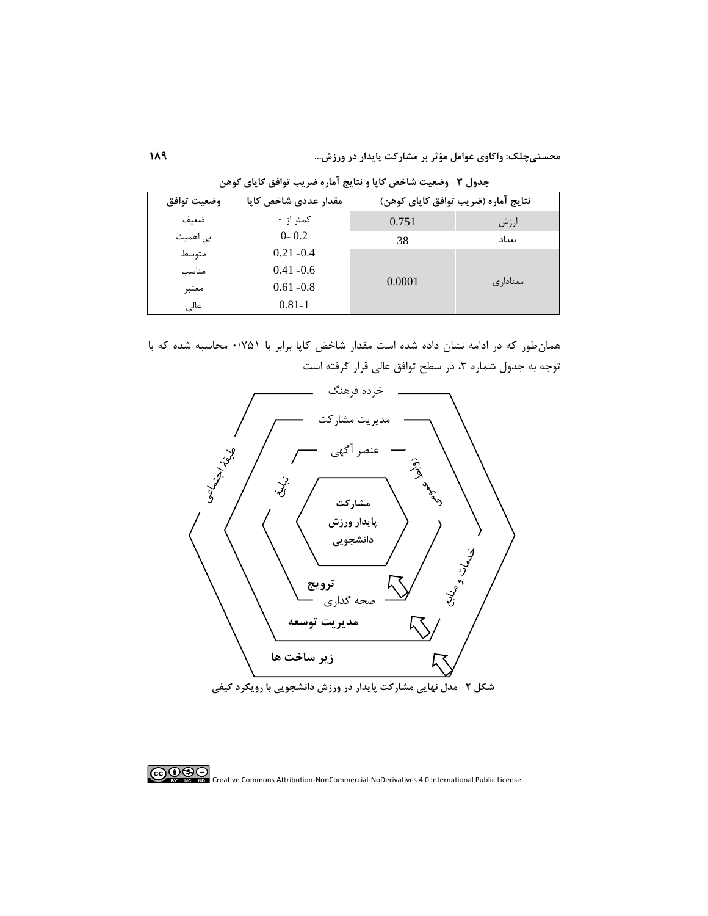جدول ۳- وضعیت شاخص کاپا و نتایج آماره ضریب توافق کاپای کوهن

| نتایج آماره (ضریب توافق کاپای کوهن) | | مقدار عددی شاخص کاپا | وضعیت توافق |
|---|---|---|---|
| ارزش | 0.751 | کمتر از ۰ | ضعیف |
| تعداد | 38 | 0- 0.2 | بی اهمیت |
| معناداری | 0.0001 | 0.21 -0.4 | متوسط |
| | | 0.41 -0.6 | مناسب |
| | | 0.61 -0.8 | معتبر |
| | | 0.81-1 | عالی |

همان‌طور که در ادامه نشان داده شده است مقدار شاخص کاپا برابر با ۰/۷۵۱ محاسبه شده که با توجه به جدول شماره ۳، در سطح توافق عالی قرار گرفته است

خرده فرهنگ

مدیریت مشارکت

عنصر آگهی

طبقهٔ اجتماعی

تبلیغ

ورزش فرهنگی

**مشارکت پایدار ورزش دانشجویی**

خدمات و منابع

**ترویج**

صحه گذاری

**مدیریت توسعه**

**زیر ساخت ها**

**شکل ۲- مدل نهایی مشارکت پایدار در ورزش دانشجویی با رویکرد کیفی**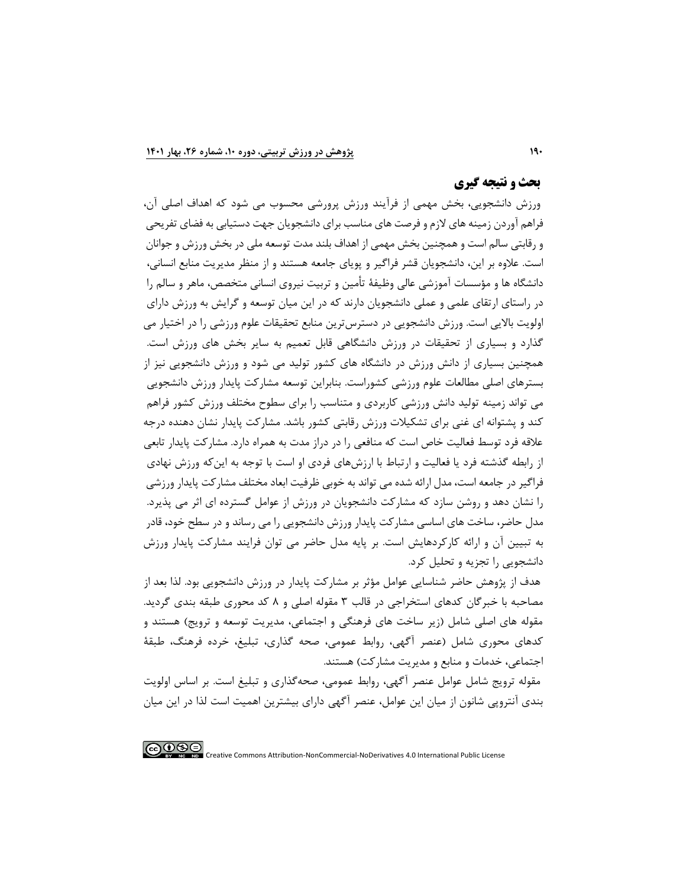## بحث و نتیجه گیری

ورزش دانشجویی، بخش مهمی از فرآیند ورزش پرورشی محسوب می شود که اهداف اصلی آن، فراهم آوردن زمینه های لازم و فرصت های مناسب برای دانشجویان جهت دستیابی به فضای تفریحی و رقابتی سالم است و همچنین بخش مهمی از اهداف بلند مدت توسعه ملی در بخش ورزش و جوانان است. علاوه بر این، دانشجویان قشر فراگیر و پویای جامعه هستند و از منظر مدیریت منابع انسانی، دانشگاه ها و مؤسسات آموزشی عالی وظیفهٔ تأمین و تربیت نیروی انسانی متخصص، ماهر و سالم را در راستای ارتقای علمی و عملی دانشجویان دارند که در این میان توسعه و گرایش به ورزش دارای اولویت بالایی است. ورزش دانشجویی در دسترس‌ترین منابع تحقیقات علوم ورزشی را در اختیار می گذارد و بسیاری از تحقیقات در ورزش دانشگاهی قابل تعمیم به سایر بخش های ورزش است. همچنین بسیاری از دانش ورزش در دانشگاه های کشور تولید می شود و ورزش دانشجویی نیز از بسترهای اصلی مطالعات علوم ورزشی کشوراست. بنابراین توسعه مشارکت پایدار ورزش دانشجویی می تواند زمینه تولید دانش ورزشی کاربردی و متناسب را برای سطوح مختلف ورزش کشور فراهم کند و پشتوانه ای غنی برای تشکیلات ورزش رقابتی کشور باشد. مشارکت پایدار نشان دهنده درجه علاقه فرد توسط فعالیت خاص است که منافعی را در دراز مدت به همراه دارد. مشارکت پایدار تابعی از رابطه گذشته فرد یا فعالیت و ارتباط با ارزش‌های فردی او است با توجه به این‌که ورزش نهادی فراگیر در جامعه است، مدل ارائه شده می تواند به خوبی ظرفیت ابعاد مختلف مشارکت پایدار ورزشی را نشان دهد و روشن سازد که مشارکت دانشجویان در ورزش از عوامل گسترده ای اثر می پذیرد. مدل حاضر، ساخت های اساسی مشارکت پایدار ورزش دانشجویی را می رساند و در سطح خود، قادر به تبیین آن و ارائه کارکردهایش است. بر پایه مدل حاضر می توان فرایند مشارکت پایدار ورزش دانشجویی را تجزیه و تحلیل کرد.

هدف از پژوهش حاضر شناسایی عوامل مؤثر بر مشارکت پایدار در ورزش دانشجویی بود. لذا بعد از مصاحبه با خبرگان کدهای استخراجی در قالب ۳ مقوله اصلی و ۸ کد محوری طبقه بندی گردید. مقوله های اصلی شامل (زیر ساخت های فرهنگی و اجتماعی، مدیریت توسعه و ترویج) هستند و کدهای محوری شامل (عنصر آگهی، روابط عمومی، صحه گذاری، تبلیغ، خرده فرهنگ، طبقهٔ اجتماعی، خدمات و منابع و مدیریت مشارکت) هستند.

مقوله ترویج شامل عوامل عنصر آگهی، روابط عمومی، صحه‌گذاری و تبلیغ است. بر اساس اولویت بندی آنتروپی شانون از میان این عوامل، عنصر آگهی دارای بیشترین اهمیت است لذا در این میان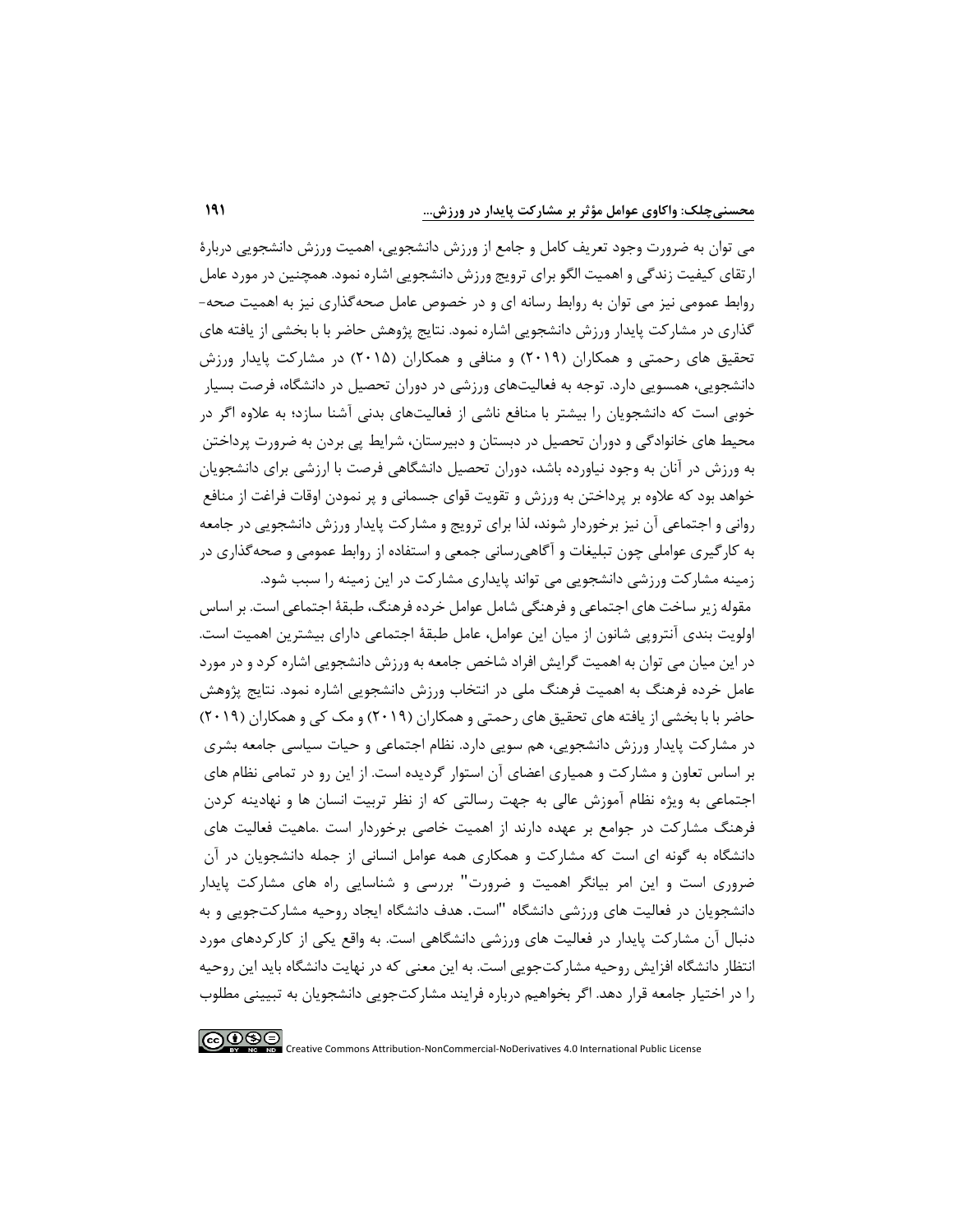می توان به ضرورت وجود تعریف کامل و جامع از ورزش دانشجویی، اهمیت ورزش دانشجویی دربارۀ ارتقای کیفیت زندگی و اهمیت الگو برای ترویج ورزش دانشجویی اشاره نمود. همچنین در مورد عامل روابط عمومی نیز می توان به روابط رسانه ای و در خصوص عامل صحه‌گذاری نیز به اهمیت صحه-گذاری در مشارکت پایدار ورزش دانشجویی اشاره نمود. نتایج پژوهش حاضر با با بخشی از یافته های تحقیق های رحمتی و همکاران (۲۰۱۹) و منافی و همکاران (۲۰۱۵) در مشارکت پایدار ورزش دانشجویی، همسویی دارد. توجه به فعالیت‌های ورزشی در دوران تحصیل در دانشگاه، فرصت بسیار خوبی است که دانشجویان را بیشتر با منافع ناشی از فعالیت‌های بدنی آشنا سازد؛ به علاوه اگر در محیط های خانوادگی و دوران تحصیل در دبستان و دبیرستان، شرایط پی بردن به ضرورت پرداختن به ورزش در آنان به وجود نیاورده باشد، دوران تحصیل دانشگاهی فرصت با ارزشی برای دانشجویان خواهد بود که علاوه بر پرداختن به ورزش و تقویت قوای جسمانی و پر نمودن اوقات فراغت از منافع روانی و اجتماعی آن نیز برخوردار شوند، لذا برای ترویج و مشارکت پایدار ورزش دانشجویی در جامعه به کارگیری عواملی چون تبلیغات و آگاهی‌رسانی جمعی و استفاده از روابط عمومی و صحه‌گذاری در زمینه مشارکت ورزشی دانشجویی می تواند پایداری مشارکت در این زمینه را سبب شود.

مقوله زیر ساخت های اجتماعی و فرهنگی شامل عوامل خرده فرهنگ، طبقۀ اجتماعی است. بر اساس اولویت بندی آنتروپی شانون از میان این عوامل، عامل طبقۀ اجتماعی دارای بیشترین اهمیت است. در این میان می توان به اهمیت گرایش افراد شاخص جامعه به ورزش دانشجویی اشاره کرد و در مورد عامل خرده فرهنگ به اهمیت فرهنگ ملی در انتخاب ورزش دانشجویی اشاره نمود. نتایج پژوهش حاضر با با بخشی از یافته های تحقیق های رحمتی و همکاران (۲۰۱۹) و مک کی و همکاران (۲۰۱۹) در مشارکت پایدار ورزش دانشجویی، هم سویی دارد. نظام اجتماعی و حیات سیاسی جامعه بشری بر اساس تعاون و مشارکت و همیاری اعضای آن استوار گردیده است. از این رو در تمامی نظام های اجتماعی به ویژه نظام آموزش عالی به جهت رسالتی که از نظر تربیت انسان ها و نهادینه کردن فرهنگ مشارکت در جوامع بر عهده دارند از اهمیت خاصی برخوردار است .ماهیت فعالیت های دانشگاه به گونه ای است که مشارکت و همکاری همه عوامل انسانی از جمله دانشجویان در آن ضروری است و این امر بیانگر اهمیت و ضرورت" بررسی و شناسایی راه های مشارکت پایدار دانشجویان در فعالیت های ورزشی دانشگاه "است. هدف دانشگاه ایجاد روحیه مشارکت‌جویی و به دنبال آن مشارکت پایدار در فعالیت های ورزشی دانشگاهی است. به واقع یکی از کارکردهای مورد انتظار دانشگاه افزایش روحیه مشارکت‌جویی است. به این معنی که در نهایت دانشگاه باید این روحیه را در اختیار جامعه قرار دهد. اگر بخواهیم درباره فرایند مشارکت‌جویی دانشجویان به تبیینی مطلوب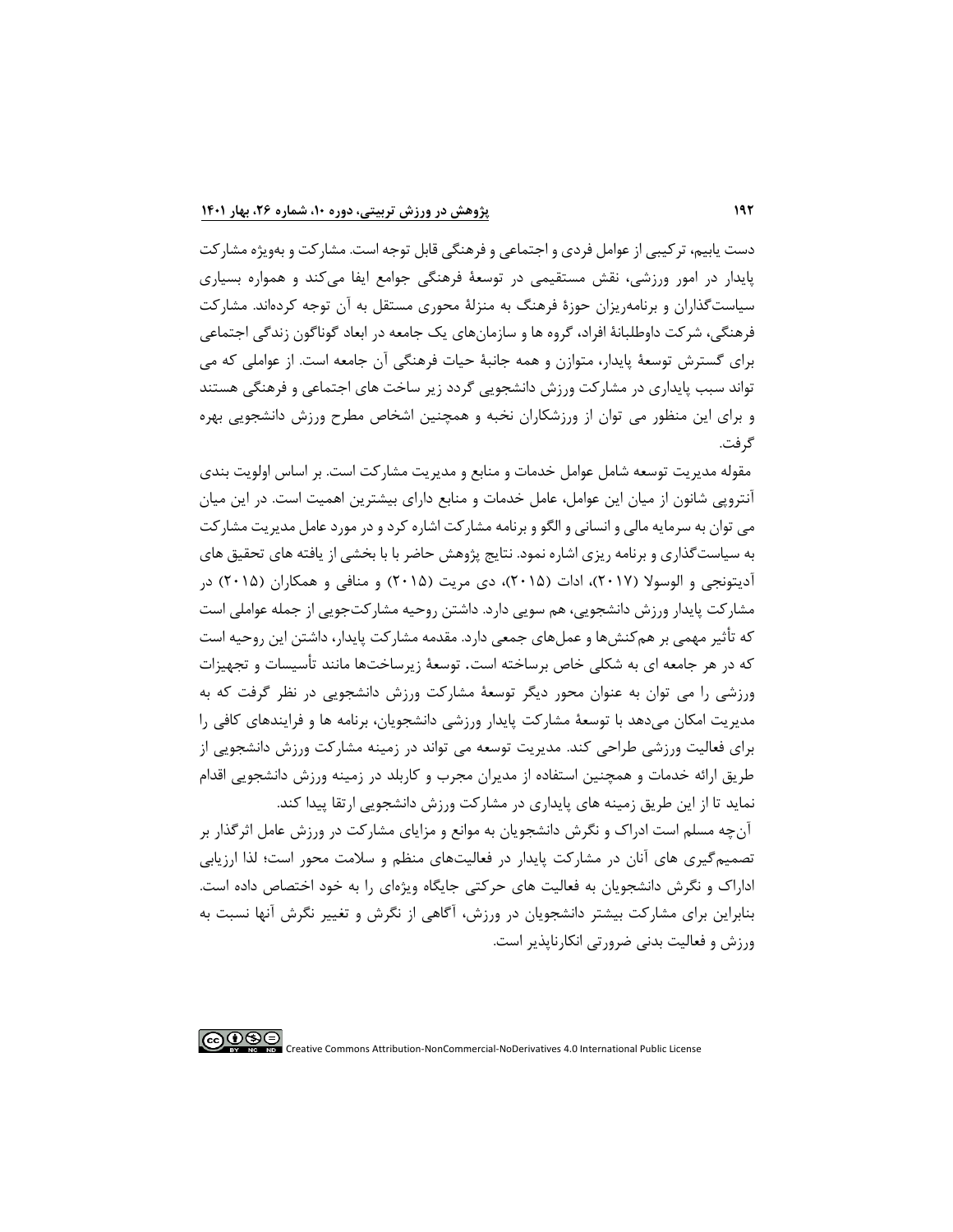دست یابیم، ترکیبی از عوامل فردی و اجتماعی و فرهنگی قابل توجه است. مشارکت و به‌ویژه مشارکت پایدار در امور ورزشی، نقش مستقیمی در توسعهٔ فرهنگی جوامع ایفا می‌کند و همواره بسیاری سیاست‌گذاران و برنامه‌ریزان حوزهٔ فرهنگ به منزلهٔ محوری مستقل به آن توجه کرده‌اند. مشارکت فرهنگی، شرکت داوطلبانهٔ افراد، گروه ها و سازمان‌های یک جامعه در ابعاد گوناگون زندگی اجتماعی برای گسترش توسعهٔ پایدار، متوازن و همه جانبهٔ حیات فرهنگی آن جامعه است. از عواملی که می تواند سبب پایداری در مشارکت ورزش دانشجویی گردد زیر ساخت های اجتماعی و فرهنگی هستند و برای این منظور می توان از ورزشکاران نخبه و همچنین اشخاص مطرح ورزش دانشجویی بهره گرفت.

مقوله مدیریت توسعه شامل عوامل خدمات و منابع و مدیریت مشارکت است. بر اساس اولویت بندی آنتروپی شانون از میان این عوامل، عامل خدمات و منابع دارای بیشترین اهمیت است. در این میان می توان به سرمایه مالی و انسانی و الگو و برنامه مشارکت اشاره کرد و در مورد عامل مدیریت مشارکت به سیاست‌گذاری و برنامه ریزی اشاره نمود. نتایج پژوهش حاضر با با بخشی از یافته های تحقیق های آدیتونجی و الوسولا (۲۰۱۷)، ادات (۲۰۱۵)، دی مریت (۲۰۱۵) و منافی و همکاران (۲۰۱۵) در مشارکت پایدار ورزش دانشجویی، هم سویی دارد. داشتن روحیه مشارکت‌جویی از جمله عواملی است که تأثیر مهمی بر هم‌کنش‌ها و عمل‌های جمعی دارد. مقدمه مشارکت پایدار، داشتن این روحیه است که در هر جامعه ای به شکلی خاص برساخته است. توسعهٔ زیرساخت‌ها مانند تأسیسات و تجهیزات ورزشی را می توان به عنوان محور دیگر توسعهٔ مشارکت ورزش دانشجویی در نظر گرفت که به مدیریت امکان می‌دهد با توسعهٔ مشارکت پایدار ورزشی دانشجویان، برنامه ها و فرایندهای کافی را برای فعالیت ورزشی طراحی کند. مدیریت توسعه می تواند در زمینه مشارکت ورزش دانشجویی از طریق ارائه خدمات و همچنین استفاده از مدیران مجرب و کاربلد در زمینه ورزش دانشجویی اقدام نماید تا از این طریق زمینه های پایداری در مشارکت ورزش دانشجویی ارتقا پیدا کند.

آن‌چه مسلم است ادراک و نگرش دانشجویان به موانع و مزایای مشارکت در ورزش عامل اثرگذار بر تصمیم‌گیری های آنان در مشارکت پایدار در فعالیت‌های منظم و سلامت محور است؛ لذا ارزیابی اداراک و نگرش دانشجویان به فعالیت های حرکتی جایگاه ویژه‌ای را به خود اختصاص داده است. بنابراین برای مشارکت بیشتر دانشجویان در ورزش، آگاهی از نگرش و تغییر نگرش آنها نسبت به ورزش و فعالیت بدنی ضرورتی انکارناپذیر است.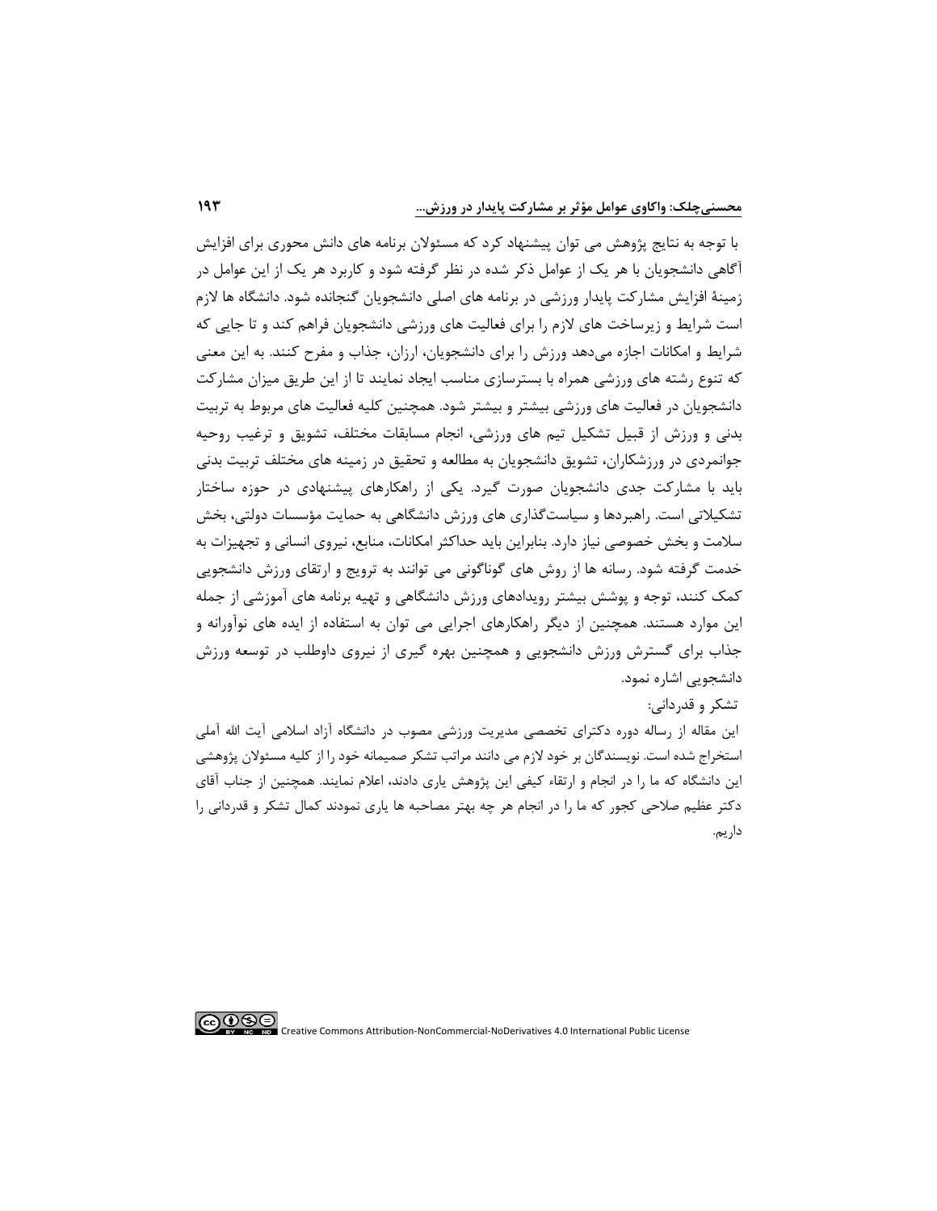با توجه به نتایج پژوهش می توان پیشنهاد کرد که مسئولان برنامه های دانش محوری برای افزایش آگاهی دانشجویان با هر یک از عوامل ذکر شده در نظر گرفته شود و کاربرد هر یک از این عوامل در زمینهٔ افزایش مشارکت پایدار ورزشی در برنامه های اصلی دانشجویان گنجانده شود. دانشگاه ها لازم است شرایط و زیرساخت های لازم را برای فعالیت های ورزشی دانشجویان فراهم کند و تا جایی که شرایط و امکانات اجازه می‌دهد ورزش را برای دانشجویان، ارزان، جذاب و مفرح کنند. به این معنی که تنوع رشته های ورزشی همراه با بسترسازی مناسب ایجاد نمایند تا از این طریق میزان مشارکت دانشجویان در فعالیت های ورزشی بیشتر و بیشتر شود. همچنین کلیه فعالیت های مربوط به تربیت بدنی و ورزش از قبیل تشکیل تیم های ورزشی، انجام مسابقات مختلف، تشویق و ترغیب روحیه جوانمردی در ورزشکاران، تشویق دانشجویان به مطالعه و تحقیق در زمینه های مختلف تربیت بدنی باید با مشارکت جدی دانشجویان صورت گیرد. یکی از راهکارهای پیشنهادی در حوزه ساختار تشکیلاتی است. راهبردها و سیاست‌گذاری های ورزش دانشگاهی به حمایت مؤسسات دولتی، بخش سلامت و بخش خصوصی نیاز دارد. بنابراین باید حداکثر امکانات، منابع، نیروی انسانی و تجهیزات به خدمت گرفته شود. رسانه ها از روش های گوناگونی می توانند به ترویج و ارتقای ورزش دانشجویی کمک کنند، توجه و پوشش بیشتر رویدادهای ورزش دانشگاهی و تهیه برنامه های آموزشی از جمله این موارد هستند. همچنین از دیگر راهکارهای اجرایی می توان به استفاده از ایده های نوآورانه و جذاب برای گسترش ورزش دانشجویی و همچنین بهره گیری از نیروی داوطلب در توسعه ورزش دانشجویی اشاره نمود.

تشکر و قدردانی:

این مقاله از رساله دوره دکترای تخصصی مدیریت ورزشی مصوب در دانشگاه آزاد اسلامی آیت الله آملی استخراج شده است. نویسندگان بر خود لازم می دانند مراتب تشکر صمیمانه خود را از کلیه مسئولان پژوهشی این دانشگاه که ما را در انجام و ارتقاء کیفی این پژوهش یاری دادند، اعلام نمایند. همچنین از جناب آقای دکتر عظیم صلاحی کجور که ما را در انجام هر چه بهتر مصاحبه ها یاری نمودند کمال تشکر و قدردانی را داریم.

Creative Commons Attribution-NonCommercial-NoDerivatives 4.0 International Public License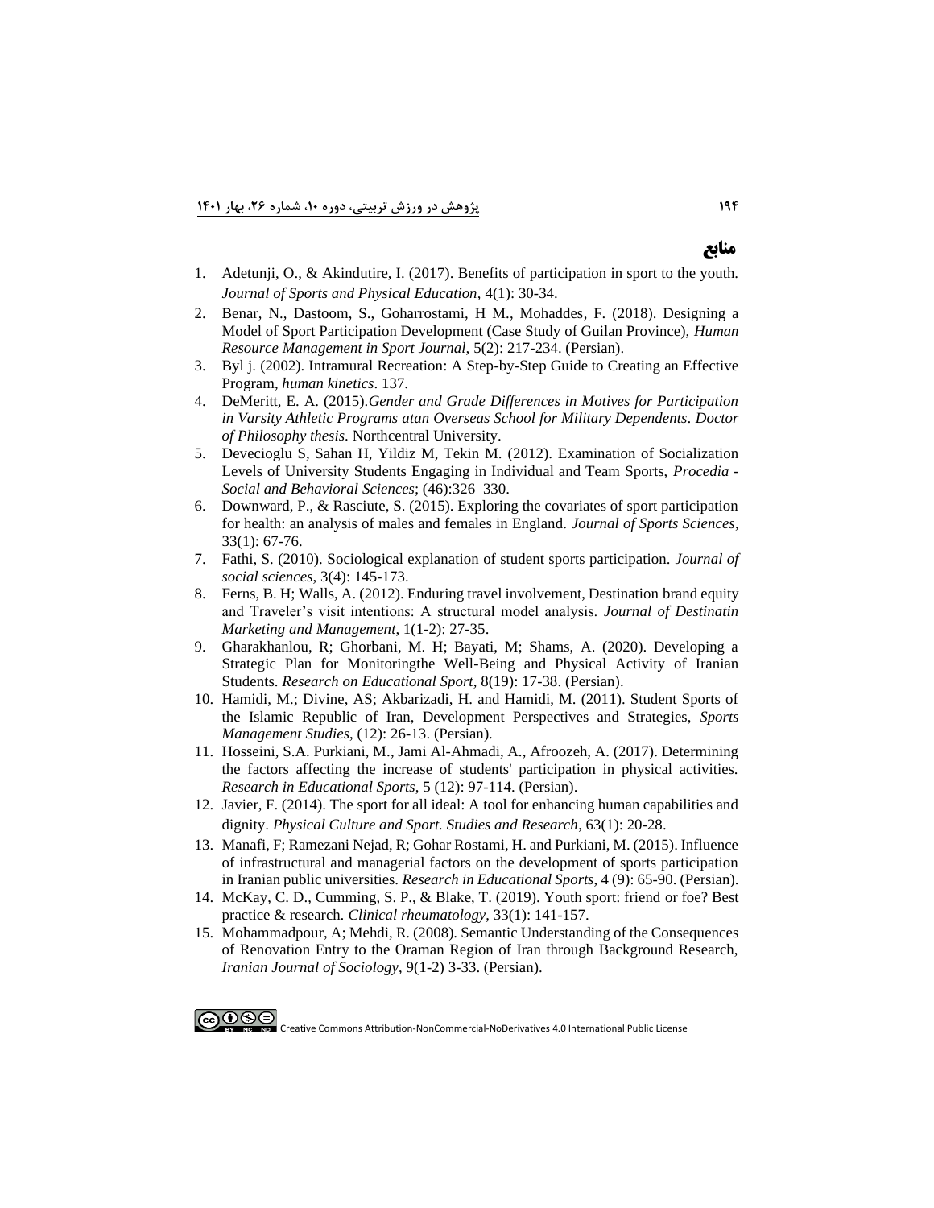## منابع

1. Adetunji, O., & Akindutire, I. (2017). Benefits of participation in sport to the youth. *Journal of Sports and Physical Education*, 4(1): 30-34.
2. Benar, N., Dastoom, S., Goharrostami, H M., Mohaddes, F. (2018). Designing a Model of Sport Participation Development (Case Study of Guilan Province), *Human Resource Management in Sport Journal,* 5(2): 217-234. (Persian).
3. Byl j. (2002). Intramural Recreation: A Step-by-Step Guide to Creating an Effective Program, *human kinetics*. 137.
4. DeMeritt, E. A. (2015).*Gender and Grade Differences in Motives for Participation in Varsity Athletic Programs atan Overseas School for Military Dependents*. *Doctor of Philosophy thesis*. Northcentral University.
5. Devecioglu S, Sahan H, Yildiz M, Tekin M. (2012). Examination of Socialization Levels of University Students Engaging in Individual and Team Sports, *Procedia - Social and Behavioral Sciences*; (46):326–330.
6. Downward, P., & Rasciute, S. (2015). Exploring the covariates of sport participation for health: an analysis of males and females in England. *Journal of Sports Sciences*, 33(1): 67-76.
7. Fathi, S. (2010). Sociological explanation of student sports participation. *Journal of social sciences*, 3(4): 145-173.
8. Ferns, B. H; Walls, A. (2012). Enduring travel involvement, Destination brand equity and Traveler's visit intentions: A structural model analysis. *Journal of Destinatin Marketing and Management*, 1(1-2): 27-35.
9. Gharakhanlou, R; Ghorbani, M. H; Bayati, M; Shams, A. (2020). Developing a Strategic Plan for Monitoringthe Well-Being and Physical Activity of Iranian Students. *Research on Educational Sport*, 8(19): 17-38. (Persian).
10. Hamidi, M.; Divine, AS; Akbarizadi, H. and Hamidi, M. (2011). Student Sports of the Islamic Republic of Iran, Development Perspectives and Strategies, *Sports Management Studies*, (12): 26-13. (Persian).
11. Hosseini, S.A. Purkiani, M., Jami Al-Ahmadi, A., Afroozeh, A. (2017). Determining the factors affecting the increase of students' participation in physical activities. *Research in Educational Sports*, 5 (12): 97-114. (Persian).
12. Javier, F. (2014). The sport for all ideal: A tool for enhancing human capabilities and dignity. *Physical Culture and Sport. Studies and Research*, 63(1): 20-28.
13. Manafi, F; Ramezani Nejad, R; Gohar Rostami, H. and Purkiani, M. (2015). Influence of infrastructural and managerial factors on the development of sports participation in Iranian public universities. *Research in Educational Sports*, 4 (9): 65-90. (Persian).
14. McKay, C. D., Cumming, S. P., & Blake, T. (2019). Youth sport: friend or foe? Best practice & research. *Clinical rheumatology*, 33(1): 141-157.
15. Mohammadpour, A; Mehdi, R. (2008). Semantic Understanding of the Consequences of Renovation Entry to the Oraman Region of Iran through Background Research, *Iranian Journal of Sociology*, 9(1-2) 3-33. (Persian).

Creative Commons Attribution-NonCommercial-NoDerivatives 4.0 International Public License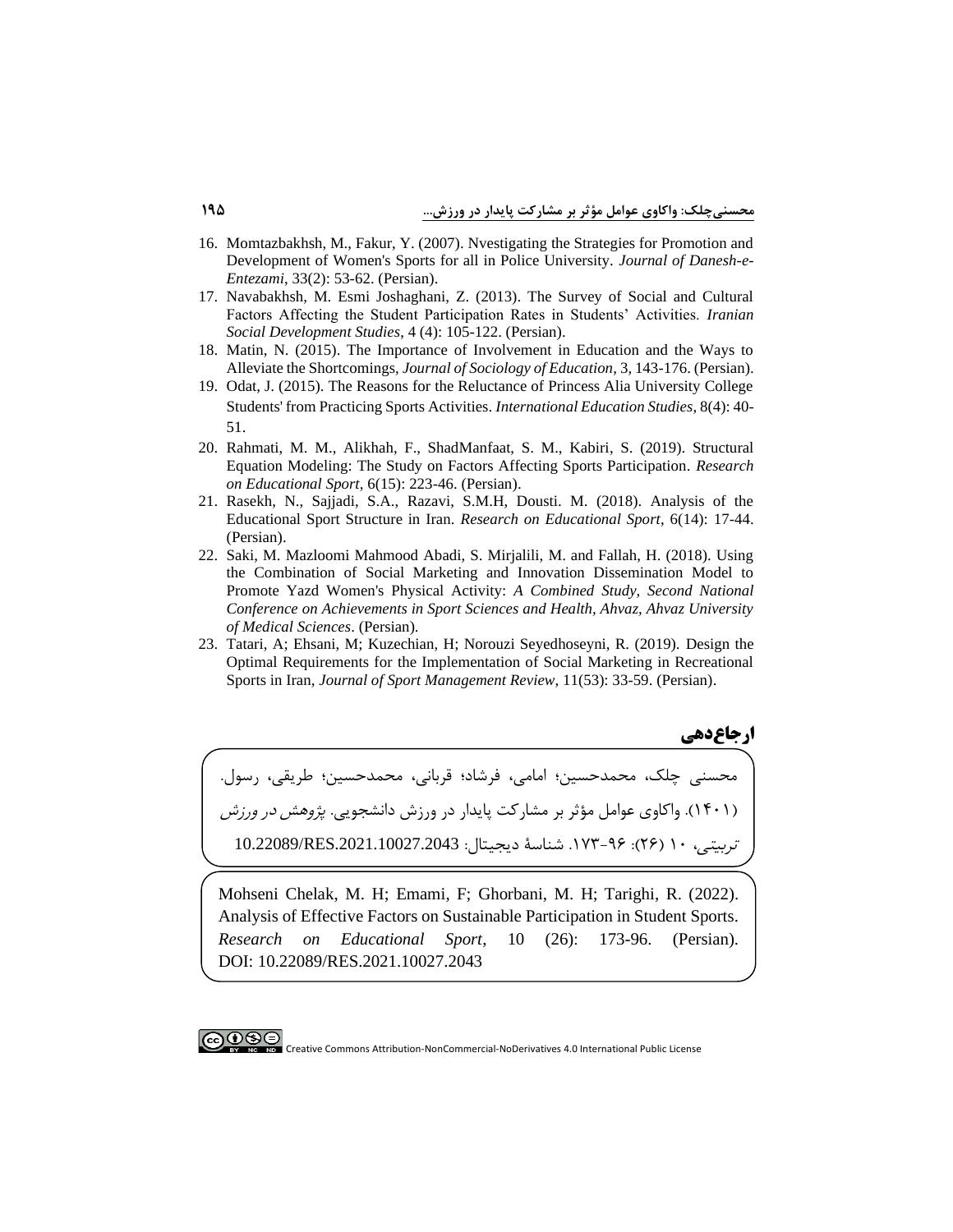16. Momtazbakhsh, M., Fakur, Y. (2007). Nvestigating the Strategies for Promotion and Development of Women's Sports for all in Police University. *Journal of Danesh-e-Entezami*, 33(2): 53-62. (Persian).
17. Navabakhsh, M. Esmi Joshaghani, Z. (2013). The Survey of Social and Cultural Factors Affecting the Student Participation Rates in Students' Activities. *Iranian Social Development Studies*, 4 (4): 105-122. (Persian).
18. Matin, N. (2015). The Importance of Involvement in Education and the Ways to Alleviate the Shortcomings, *Journal of Sociology of Education*, 3, 143-176. (Persian).
19. Odat, J. (2015). The Reasons for the Reluctance of Princess Alia University College Students' from Practicing Sports Activities. *International Education Studies*, 8(4): 40-51.
20. Rahmati, M. M., Alikhah, F., ShadManfaat, S. M., Kabiri, S. (2019). Structural Equation Modeling: The Study on Factors Affecting Sports Participation. *Research on Educational Sport*, 6(15): 223-46. (Persian).
21. Rasekh, N., Sajjadi, S.A., Razavi, S.M.H, Dousti. M. (2018). Analysis of the Educational Sport Structure in Iran. *Research on Educational Sport*, 6(14): 17-44. (Persian).
22. Saki, M. Mazloomi Mahmood Abadi, S. Mirjalili, M. and Fallah, H. (2018). Using the Combination of Social Marketing and Innovation Dissemination Model to Promote Yazd Women's Physical Activity: *A Combined Study, Second National Conference on Achievements in Sport Sciences and Health, Ahvaz, Ahvaz University of Medical Sciences*. (Persian).
23. Tatari, A; Ehsani, M; Kuzechian, H; Norouzi Seyedhoseyni, R. (2019). Design the Optimal Requirements for the Implementation of Social Marketing in Recreational Sports in Iran, *Journal of Sport Management Review*, 11(53): 33-59. (Persian).

## ارجاع‌دهی

محسنی چلک، محمدحسین؛ امامی، فرشاد؛ قربانی، محمدحسین؛ طریقی، رسول. (۱۴۰۱). واکاوی عوامل مؤثر بر مشارکت پایدار در ورزش دانشجویی. *پژوهش در ورزش تربیتی*، ۱۰ (۲۶): ۹۶-۱۷۳. شناسهٔ دیجیتال: 10.22089/RES.2021.10027.2043

Mohseni Chelak, M. H; Emami, F; Ghorbani, M. H; Tarighi, R. (2022). Analysis of Effective Factors on Sustainable Participation in Student Sports. *Research on Educational Sport*, 10 (26): 173-96. (Persian). DOI: 10.22089/RES.2021.10027.2043

Creative Commons Attribution-NonCommercial-NoDerivatives 4.0 International Public License